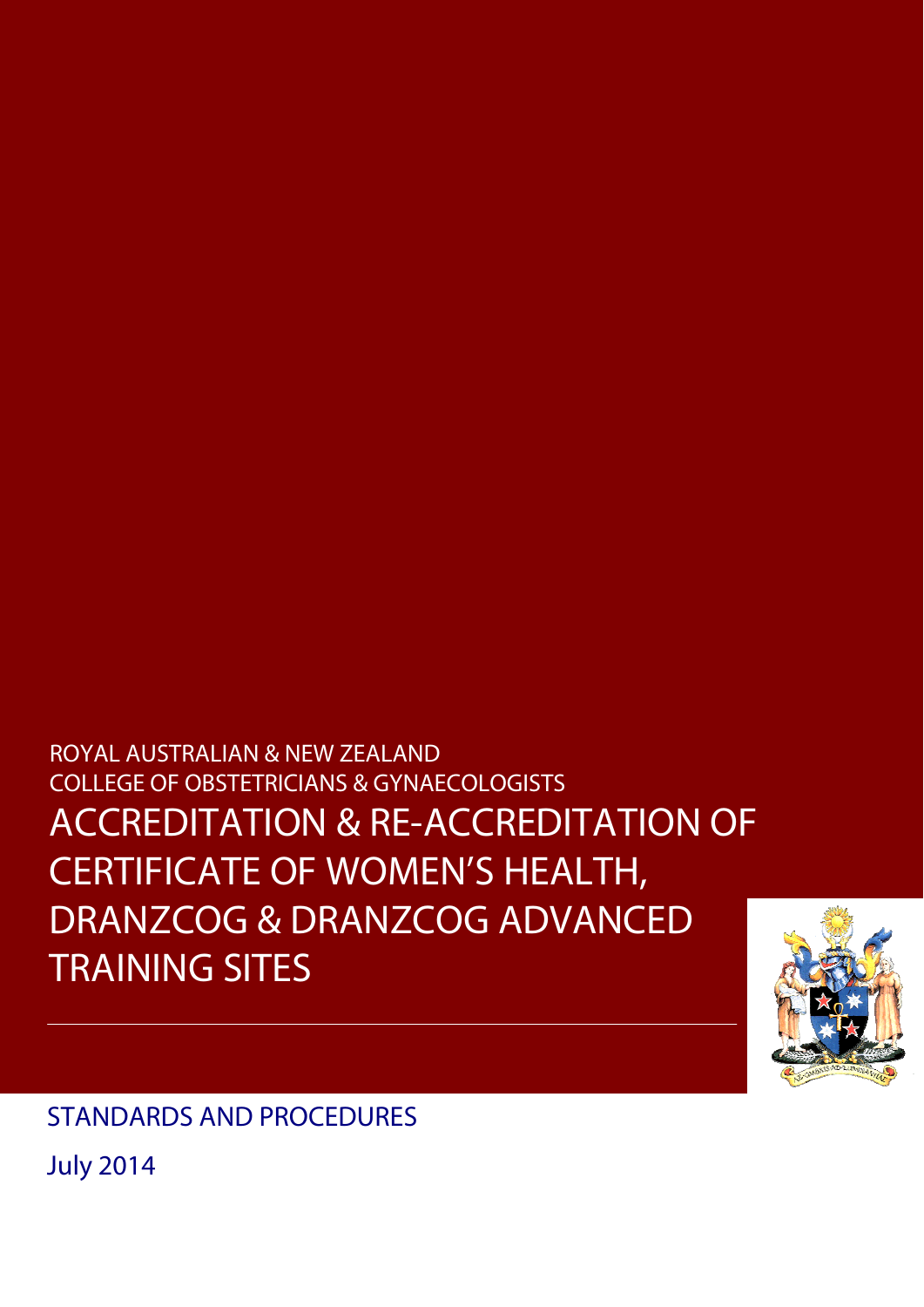ROYAL AUSTRALIAN & NEW ZEALAND
COLLEGE OF OBSTETRICIANS & GYNAECOLOGISTS

# ACCREDITATION & RE-ACCREDITATION OF CERTIFICATE OF WOMEN'S HEALTH, DRANZCOG & DRANZCOG ADVANCED TRAINING SITES

STANDARDS AND PROCEDURES

July 2014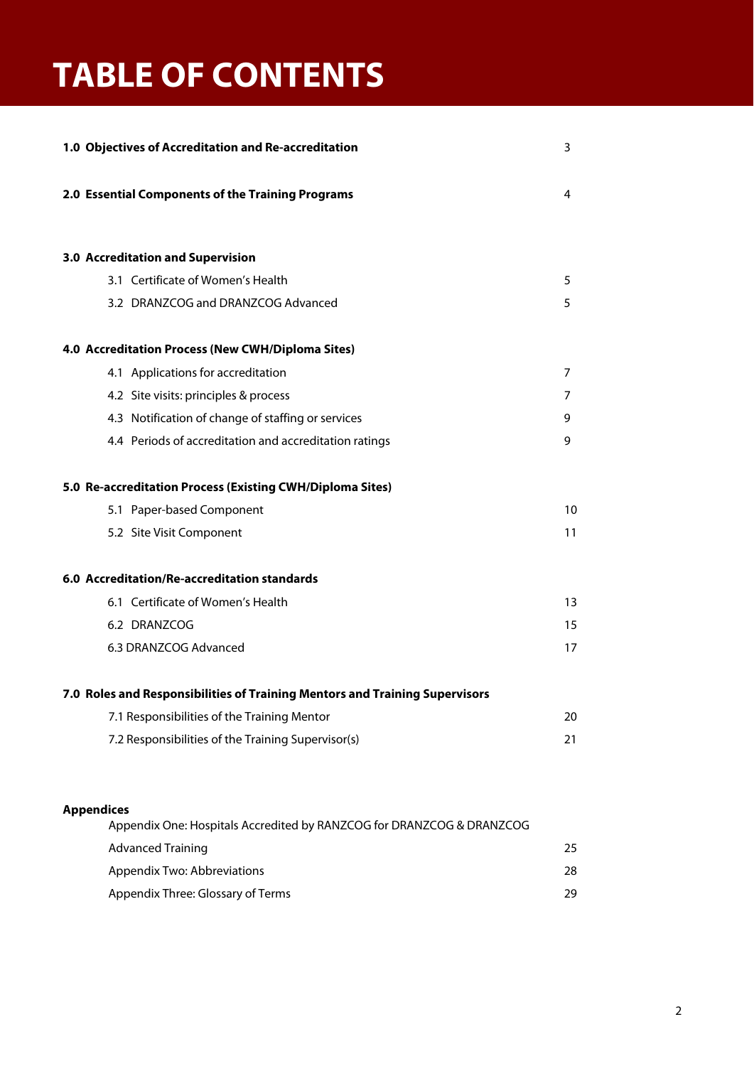# TABLE OF CONTENTS

| | |
|---|---|
| **1.0 Objectives of Accreditation and Re-accreditation** | 3 |
| **2.0 Essential Components of the Training Programs** | 4 |
| **3.0 Accreditation and Supervision** | |
| 3.1 Certificate of Women's Health | 5 |
| 3.2 DRANZCOG and DRANZCOG Advanced | 5 |
| **4.0 Accreditation Process (New CWH/Diploma Sites)** | |
| 4.1 Applications for accreditation | 7 |
| 4.2 Site visits: principles & process | 7 |
| 4.3 Notification of change of staffing or services | 9 |
| 4.4 Periods of accreditation and accreditation ratings | 9 |
| **5.0 Re-accreditation Process (Existing CWH/Diploma Sites)** | |
| 5.1 Paper-based Component | 10 |
| 5.2 Site Visit Component | 11 |
| **6.0 Accreditation/Re-accreditation standards** | |
| 6.1 Certificate of Women's Health | 13 |
| 6.2 DRANZCOG | 15 |
| 6.3 DRANZCOG Advanced | 17 |
| **7.0 Roles and Responsibilities of Training Mentors and Training Supervisors** | |
| 7.1 Responsibilities of the Training Mentor | 20 |
| 7.2 Responsibilities of the Training Supervisor(s) | 21 |
| **Appendices** | |
| Appendix One: Hospitals Accredited by RANZCOG for DRANZCOG & DRANZCOG Advanced Training | 25 |
| Appendix Two: Abbreviations | 28 |
| Appendix Three: Glossary of Terms | 29 |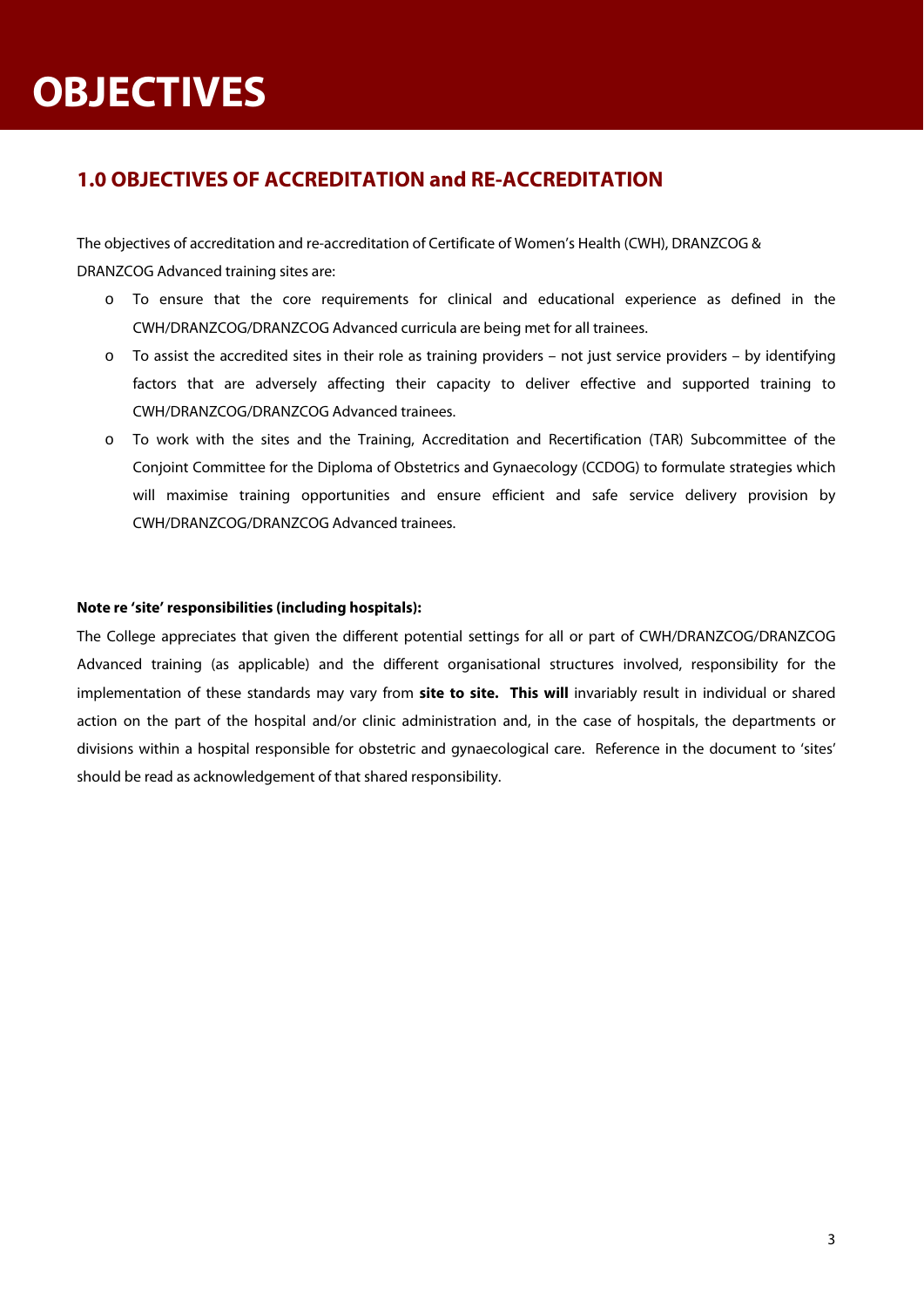# OBJECTIVES

## 1.0 OBJECTIVES OF ACCREDITATION and RE-ACCREDITATION

The objectives of accreditation and re-accreditation of Certificate of Women's Health (CWH), DRANZCOG & DRANZCOG Advanced training sites are:

- To ensure that the core requirements for clinical and educational experience as defined in the CWH/DRANZCOG/DRANZCOG Advanced curricula are being met for all trainees.
- To assist the accredited sites in their role as training providers – not just service providers – by identifying factors that are adversely affecting their capacity to deliver effective and supported training to CWH/DRANZCOG/DRANZCOG Advanced trainees.
- To work with the sites and the Training, Accreditation and Recertification (TAR) Subcommittee of the Conjoint Committee for the Diploma of Obstetrics and Gynaecology (CCDOG) to formulate strategies which will maximise training opportunities and ensure efficient and safe service delivery provision by CWH/DRANZCOG/DRANZCOG Advanced trainees.

**Note re 'site' responsibilities (including hospitals):**

The College appreciates that given the different potential settings for all or part of CWH/DRANZCOG/DRANZCOG Advanced training (as applicable) and the different organisational structures involved, responsibility for the implementation of these standards may vary from **site to site. This will** invariably result in individual or shared action on the part of the hospital and/or clinic administration and, in the case of hospitals, the departments or divisions within a hospital responsible for obstetric and gynaecological care. Reference in the document to 'sites' should be read as acknowledgement of that shared responsibility.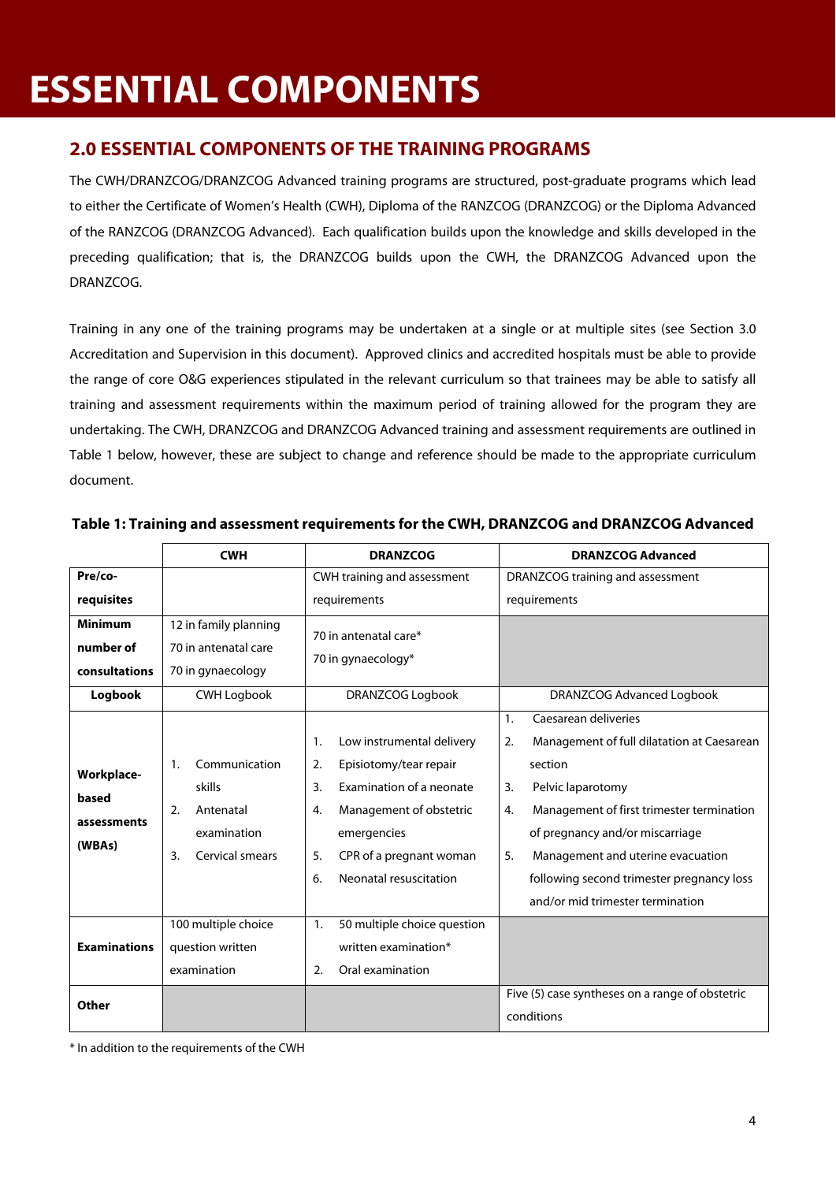# ESSENTIAL COMPONENTS

## 2.0 ESSENTIAL COMPONENTS OF THE TRAINING PROGRAMS

The CWH/DRANZCOG/DRANZCOG Advanced training programs are structured, post-graduate programs which lead to either the Certificate of Women's Health (CWH), Diploma of the RANZCOG (DRANZCOG) or the Diploma Advanced of the RANZCOG (DRANZCOG Advanced). Each qualification builds upon the knowledge and skills developed in the preceding qualification; that is, the DRANZCOG builds upon the CWH, the DRANZCOG Advanced upon the DRANZCOG.

Training in any one of the training programs may be undertaken at a single or at multiple sites (see Section 3.0 Accreditation and Supervision in this document). Approved clinics and accredited hospitals must be able to provide the range of core O&G experiences stipulated in the relevant curriculum so that trainees may be able to satisfy all training and assessment requirements within the maximum period of training allowed for the program they are undertaking. The CWH, DRANZCOG and DRANZCOG Advanced training and assessment requirements are outlined in Table 1 below, however, these are subject to change and reference should be made to the appropriate curriculum document.

**Table 1: Training and assessment requirements for the CWH, DRANZCOG and DRANZCOG Advanced**

| | CWH | DRANZCOG | DRANZCOG Advanced |
|---|---|---|---|
| **Pre/co-requisites** | | CWH training and assessment requirements | DRANZCOG training and assessment requirements |
| **Minimum number of consultations** | 12 in family planning<br>70 in antenatal care<br>70 in gynaecology | 70 in antenatal care*<br>70 in gynaecology* | |
| **Logbook** | CWH Logbook | DRANZCOG Logbook | DRANZCOG Advanced Logbook |
| **Workplace-based assessments (WBAs)** | 1. Communication skills<br>2. Antenatal examination<br>3. Cervical smears | 1. Low instrumental delivery<br>2. Episiotomy/tear repair<br>3. Examination of a neonate<br>4. Management of obstetric emergencies<br>5. CPR of a pregnant woman<br>6. Neonatal resuscitation | 1. Caesarean deliveries<br>2. Management of full dilatation at Caesarean section<br>3. Pelvic laparotomy<br>4. Management of first trimester termination of pregnancy and/or miscarriage<br>5. Management and uterine evacuation following second trimester pregnancy loss and/or mid trimester termination |
| **Examinations** | 100 multiple choice question written examination | 1. 50 multiple choice question written examination*<br>2. Oral examination | |
| **Other** | | | Five (5) case syntheses on a range of obstetric conditions |

\* In addition to the requirements of the CWH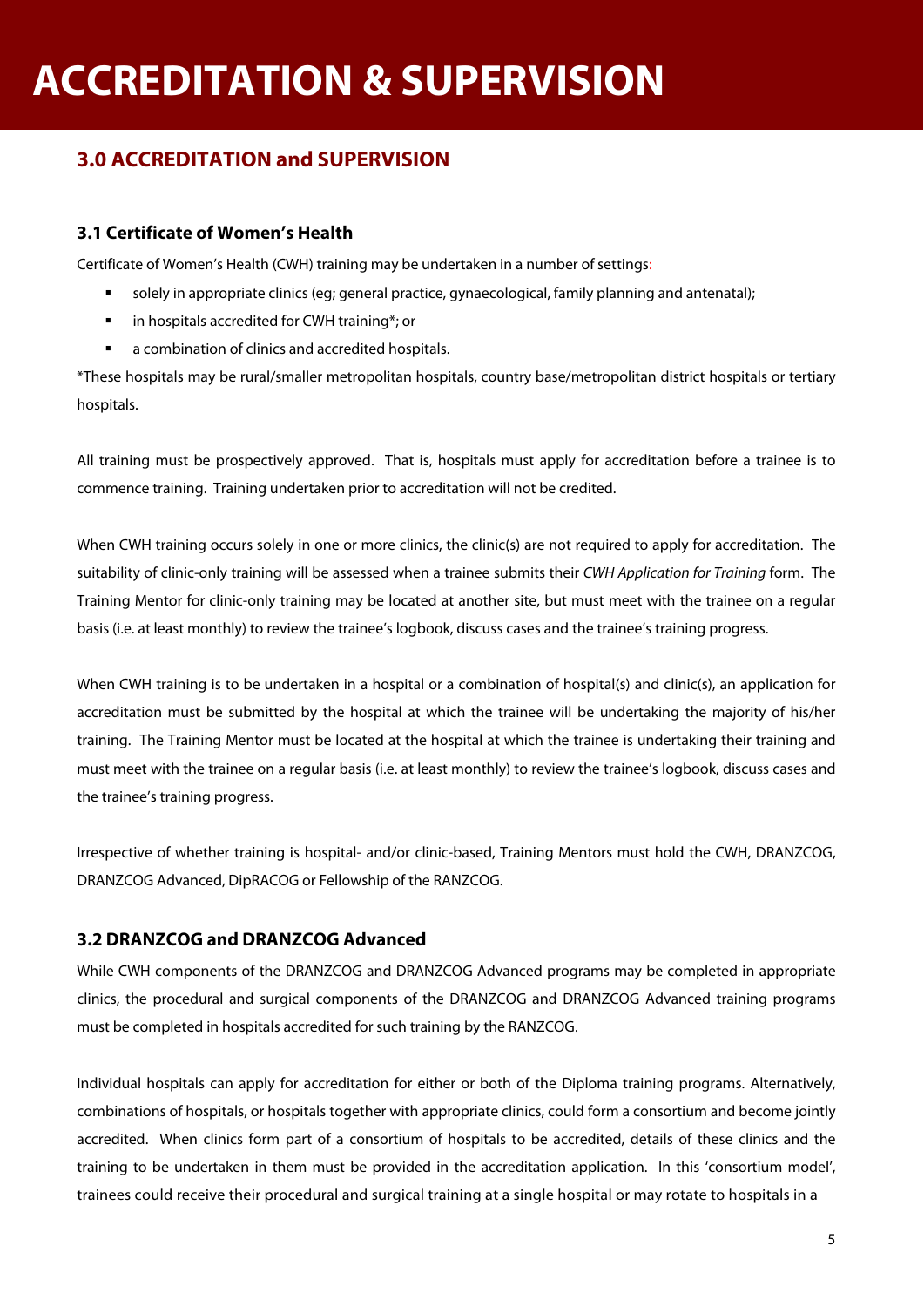# ACCREDITATION & SUPERVISION

## 3.0 ACCREDITATION and SUPERVISION

### 3.1 Certificate of Women's Health

Certificate of Women's Health (CWH) training may be undertaken in a number of settings:

- solely in appropriate clinics (eg; general practice, gynaecological, family planning and antenatal);
- in hospitals accredited for CWH training*; or
- a combination of clinics and accredited hospitals.

*These hospitals may be rural/smaller metropolitan hospitals, country base/metropolitan district hospitals or tertiary hospitals.

All training must be prospectively approved. That is, hospitals must apply for accreditation before a trainee is to commence training. Training undertaken prior to accreditation will not be credited.

When CWH training occurs solely in one or more clinics, the clinic(s) are not required to apply for accreditation. The suitability of clinic-only training will be assessed when a trainee submits their *CWH Application for Training* form. The Training Mentor for clinic-only training may be located at another site, but must meet with the trainee on a regular basis (i.e. at least monthly) to review the trainee's logbook, discuss cases and the trainee's training progress.

When CWH training is to be undertaken in a hospital or a combination of hospital(s) and clinic(s), an application for accreditation must be submitted by the hospital at which the trainee will be undertaking the majority of his/her training. The Training Mentor must be located at the hospital at which the trainee is undertaking their training and must meet with the trainee on a regular basis (i.e. at least monthly) to review the trainee's logbook, discuss cases and the trainee's training progress.

Irrespective of whether training is hospital- and/or clinic-based, Training Mentors must hold the CWH, DRANZCOG, DRANZCOG Advanced, DipRACOG or Fellowship of the RANZCOG.

### 3.2 DRANZCOG and DRANZCOG Advanced

While CWH components of the DRANZCOG and DRANZCOG Advanced programs may be completed in appropriate clinics, the procedural and surgical components of the DRANZCOG and DRANZCOG Advanced training programs must be completed in hospitals accredited for such training by the RANZCOG.

Individual hospitals can apply for accreditation for either or both of the Diploma training programs. Alternatively, combinations of hospitals, or hospitals together with appropriate clinics, could form a consortium and become jointly accredited. When clinics form part of a consortium of hospitals to be accredited, details of these clinics and the training to be undertaken in them must be provided in the accreditation application. In this 'consortium model', trainees could receive their procedural and surgical training at a single hospital or may rotate to hospitals in a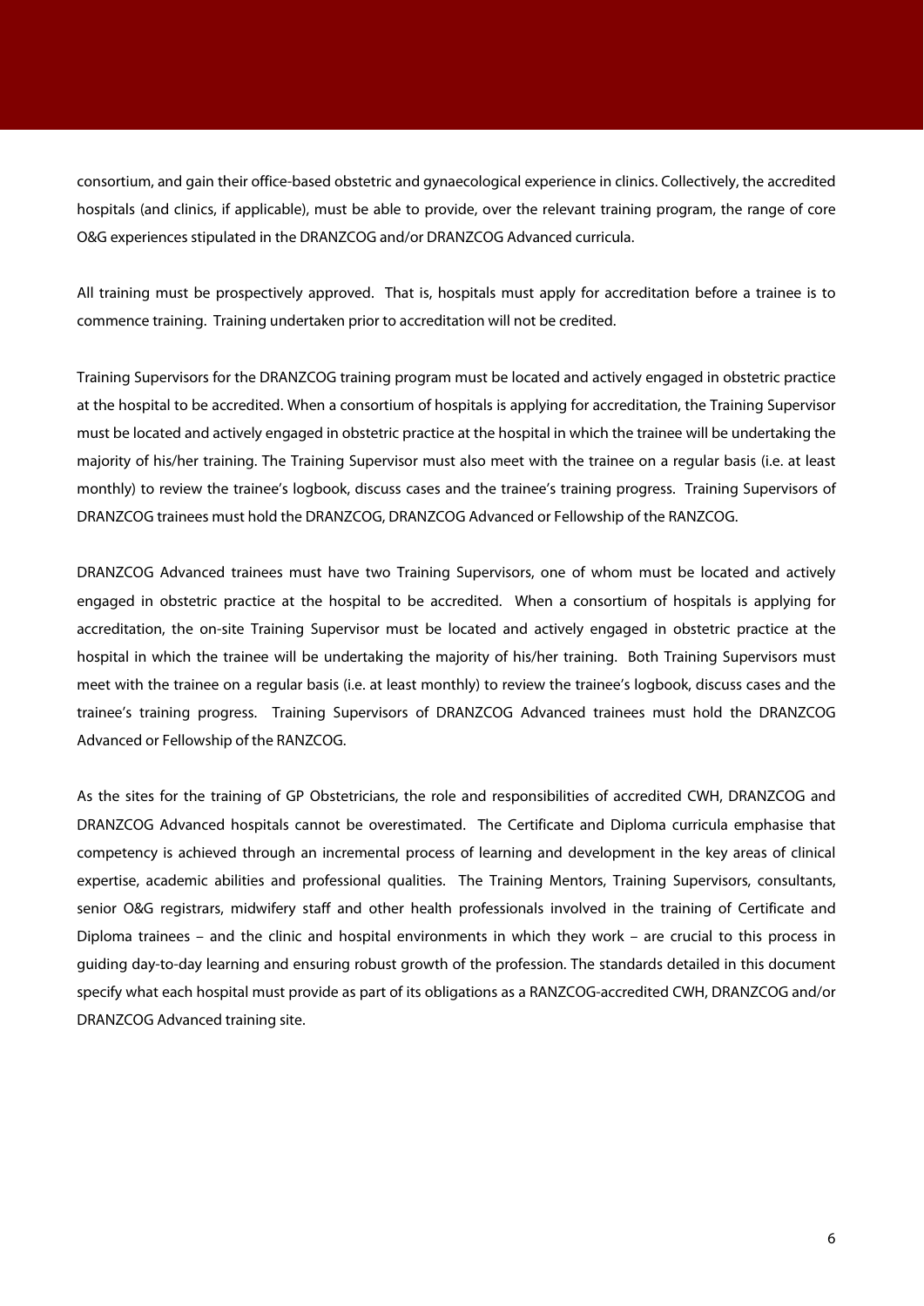consortium, and gain their office-based obstetric and gynaecological experience in clinics. Collectively, the accredited hospitals (and clinics, if applicable), must be able to provide, over the relevant training program, the range of core O&G experiences stipulated in the DRANZCOG and/or DRANZCOG Advanced curricula.

All training must be prospectively approved. That is, hospitals must apply for accreditation before a trainee is to commence training. Training undertaken prior to accreditation will not be credited.

Training Supervisors for the DRANZCOG training program must be located and actively engaged in obstetric practice at the hospital to be accredited. When a consortium of hospitals is applying for accreditation, the Training Supervisor must be located and actively engaged in obstetric practice at the hospital in which the trainee will be undertaking the majority of his/her training. The Training Supervisor must also meet with the trainee on a regular basis (i.e. at least monthly) to review the trainee's logbook, discuss cases and the trainee's training progress. Training Supervisors of DRANZCOG trainees must hold the DRANZCOG, DRANZCOG Advanced or Fellowship of the RANZCOG.

DRANZCOG Advanced trainees must have two Training Supervisors, one of whom must be located and actively engaged in obstetric practice at the hospital to be accredited. When a consortium of hospitals is applying for accreditation, the on-site Training Supervisor must be located and actively engaged in obstetric practice at the hospital in which the trainee will be undertaking the majority of his/her training. Both Training Supervisors must meet with the trainee on a regular basis (i.e. at least monthly) to review the trainee's logbook, discuss cases and the trainee's training progress. Training Supervisors of DRANZCOG Advanced trainees must hold the DRANZCOG Advanced or Fellowship of the RANZCOG.

As the sites for the training of GP Obstetricians, the role and responsibilities of accredited CWH, DRANZCOG and DRANZCOG Advanced hospitals cannot be overestimated. The Certificate and Diploma curricula emphasise that competency is achieved through an incremental process of learning and development in the key areas of clinical expertise, academic abilities and professional qualities. The Training Mentors, Training Supervisors, consultants, senior O&G registrars, midwifery staff and other health professionals involved in the training of Certificate and Diploma trainees – and the clinic and hospital environments in which they work – are crucial to this process in guiding day-to-day learning and ensuring robust growth of the profession. The standards detailed in this document specify what each hospital must provide as part of its obligations as a RANZCOG-accredited CWH, DRANZCOG and/or DRANZCOG Advanced training site.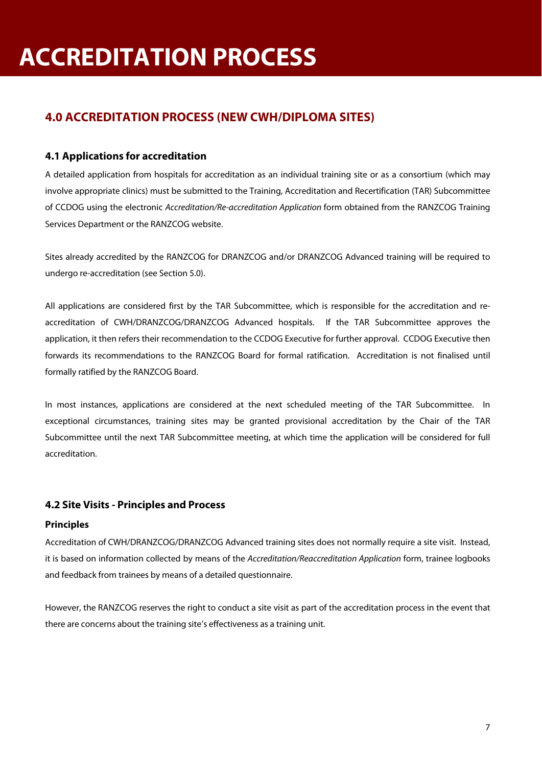# ACCREDITATION PROCESS

## 4.0 ACCREDITATION PROCESS (NEW CWH/DIPLOMA SITES)

### 4.1 Applications for accreditation

A detailed application from hospitals for accreditation as an individual training site or as a consortium (which may involve appropriate clinics) must be submitted to the Training, Accreditation and Recertification (TAR) Subcommittee of CCDOG using the electronic *Accreditation/Re-accreditation Application* form obtained from the RANZCOG Training Services Department or the RANZCOG website.

Sites already accredited by the RANZCOG for DRANZCOG and/or DRANZCOG Advanced training will be required to undergo re-accreditation (see Section 5.0).

All applications are considered first by the TAR Subcommittee, which is responsible for the accreditation and re-accreditation of CWH/DRANZCOG/DRANZCOG Advanced hospitals. If the TAR Subcommittee approves the application, it then refers their recommendation to the CCDOG Executive for further approval. CCDOG Executive then forwards its recommendations to the RANZCOG Board for formal ratification. Accreditation is not finalised until formally ratified by the RANZCOG Board.

In most instances, applications are considered at the next scheduled meeting of the TAR Subcommittee. In exceptional circumstances, training sites may be granted provisional accreditation by the Chair of the TAR Subcommittee until the next TAR Subcommittee meeting, at which time the application will be considered for full accreditation.

### 4.2 Site Visits - Principles and Process

**Principles**

Accreditation of CWH/DRANZCOG/DRANZCOG Advanced training sites does not normally require a site visit. Instead, it is based on information collected by means of the *Accreditation/Reaccreditation Application* form, trainee logbooks and feedback from trainees by means of a detailed questionnaire.

However, the RANZCOG reserves the right to conduct a site visit as part of the accreditation process in the event that there are concerns about the training site's effectiveness as a training unit.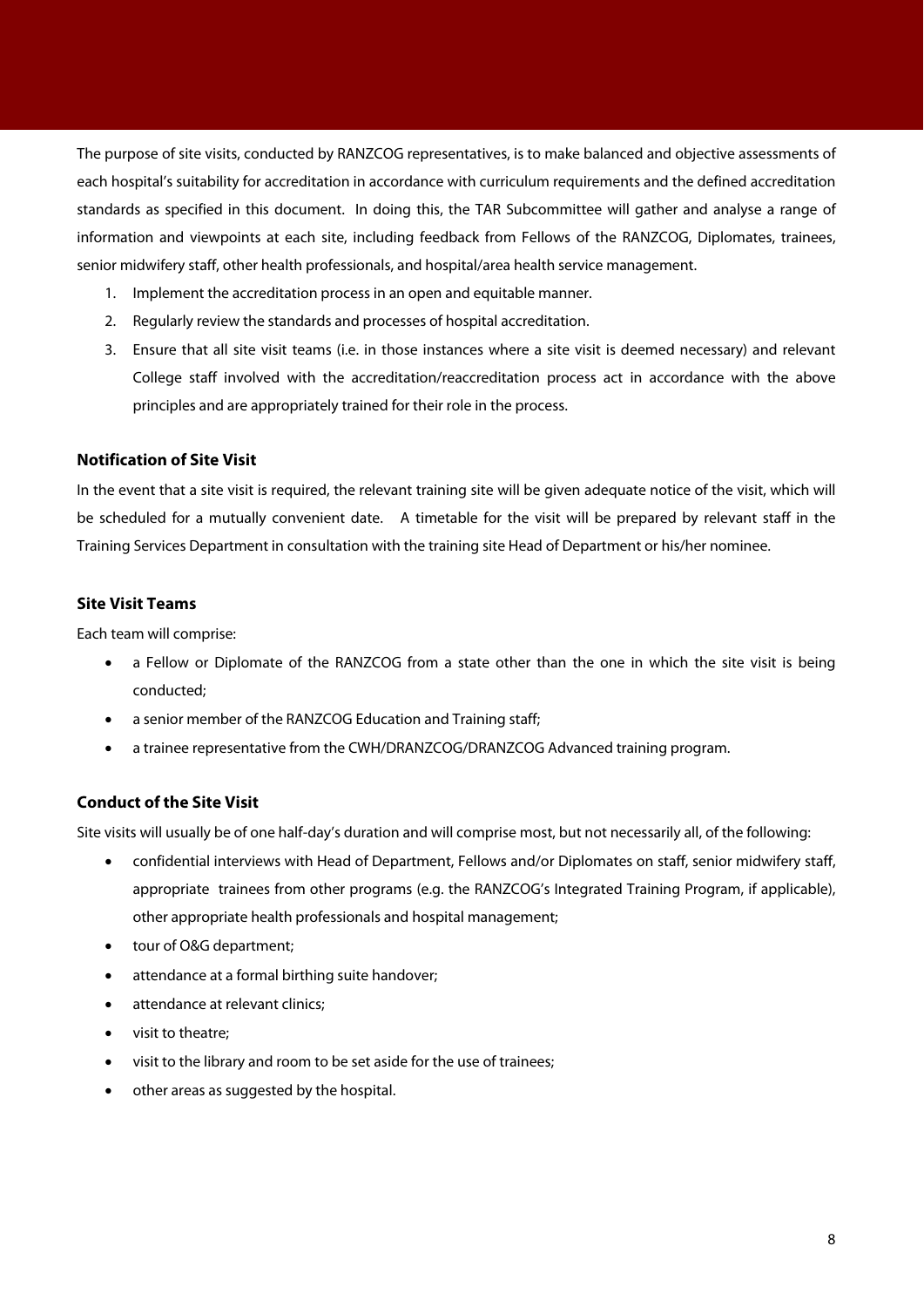The purpose of site visits, conducted by RANZCOG representatives, is to make balanced and objective assessments of each hospital's suitability for accreditation in accordance with curriculum requirements and the defined accreditation standards as specified in this document. In doing this, the TAR Subcommittee will gather and analyse a range of information and viewpoints at each site, including feedback from Fellows of the RANZCOG, Diplomates, trainees, senior midwifery staff, other health professionals, and hospital/area health service management.

1. Implement the accreditation process in an open and equitable manner.
2. Regularly review the standards and processes of hospital accreditation.
3. Ensure that all site visit teams (i.e. in those instances where a site visit is deemed necessary) and relevant College staff involved with the accreditation/reaccreditation process act in accordance with the above principles and are appropriately trained for their role in the process.

### Notification of Site Visit

In the event that a site visit is required, the relevant training site will be given adequate notice of the visit, which will be scheduled for a mutually convenient date. A timetable for the visit will be prepared by relevant staff in the Training Services Department in consultation with the training site Head of Department or his/her nominee.

### Site Visit Teams

Each team will comprise:

- a Fellow or Diplomate of the RANZCOG from a state other than the one in which the site visit is being conducted;
- a senior member of the RANZCOG Education and Training staff;
- a trainee representative from the CWH/DRANZCOG/DRANZCOG Advanced training program.

### Conduct of the Site Visit

Site visits will usually be of one half-day's duration and will comprise most, but not necessarily all, of the following:

- confidential interviews with Head of Department, Fellows and/or Diplomates on staff, senior midwifery staff, appropriate trainees from other programs (e.g. the RANZCOG's Integrated Training Program, if applicable), other appropriate health professionals and hospital management;
- tour of O&G department;
- attendance at a formal birthing suite handover;
- attendance at relevant clinics;
- visit to theatre;
- visit to the library and room to be set aside for the use of trainees;
- other areas as suggested by the hospital.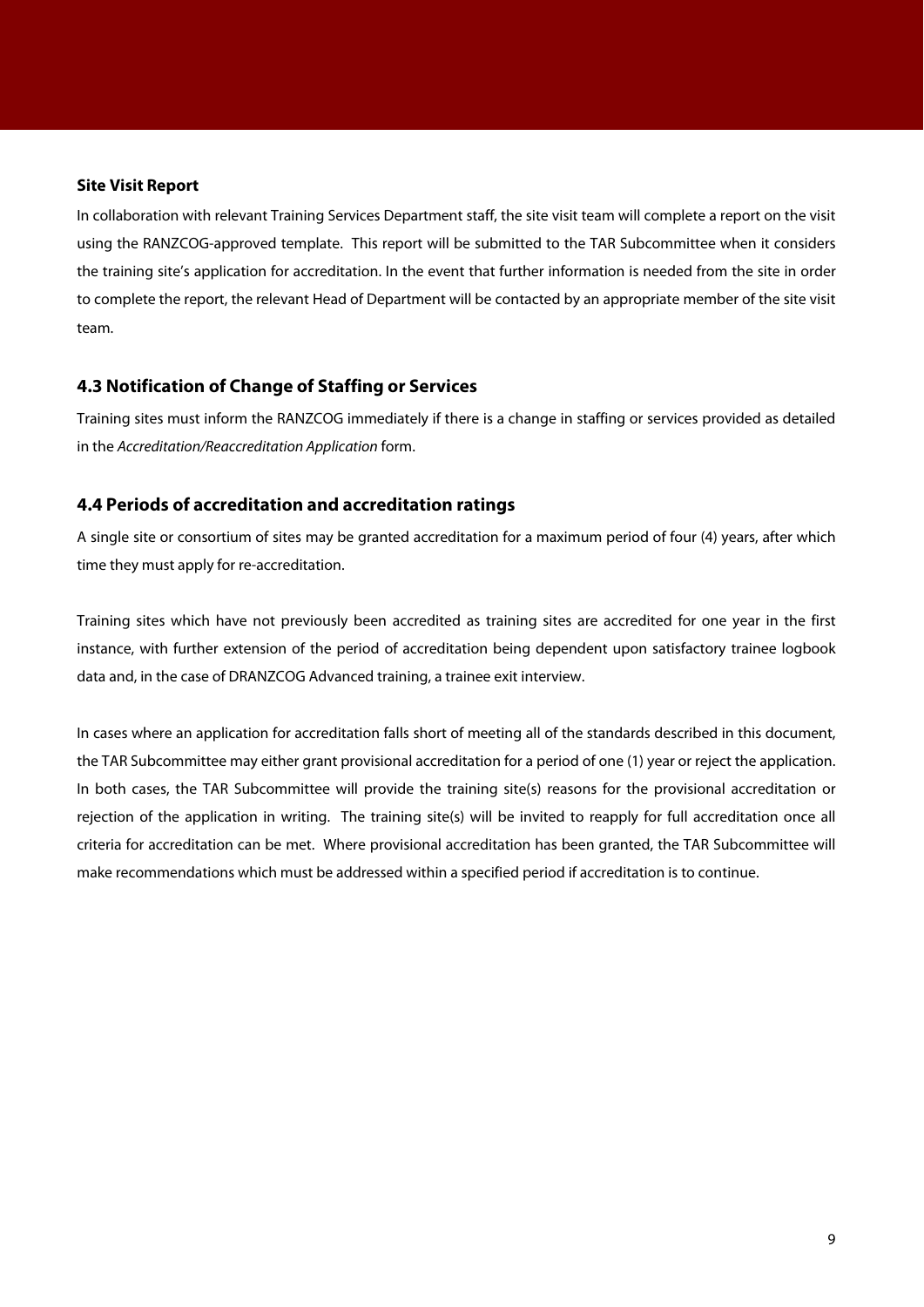**Site Visit Report**

In collaboration with relevant Training Services Department staff, the site visit team will complete a report on the visit using the RANZCOG-approved template. This report will be submitted to the TAR Subcommittee when it considers the training site's application for accreditation. In the event that further information is needed from the site in order to complete the report, the relevant Head of Department will be contacted by an appropriate member of the site visit team.

### 4.3 Notification of Change of Staffing or Services

Training sites must inform the RANZCOG immediately if there is a change in staffing or services provided as detailed in the *Accreditation/Reaccreditation Application* form.

### 4.4 Periods of accreditation and accreditation ratings

A single site or consortium of sites may be granted accreditation for a maximum period of four (4) years, after which time they must apply for re-accreditation.

Training sites which have not previously been accredited as training sites are accredited for one year in the first instance, with further extension of the period of accreditation being dependent upon satisfactory trainee logbook data and, in the case of DRANZCOG Advanced training, a trainee exit interview.

In cases where an application for accreditation falls short of meeting all of the standards described in this document, the TAR Subcommittee may either grant provisional accreditation for a period of one (1) year or reject the application. In both cases, the TAR Subcommittee will provide the training site(s) reasons for the provisional accreditation or rejection of the application in writing. The training site(s) will be invited to reapply for full accreditation once all criteria for accreditation can be met. Where provisional accreditation has been granted, the TAR Subcommittee will make recommendations which must be addressed within a specified period if accreditation is to continue.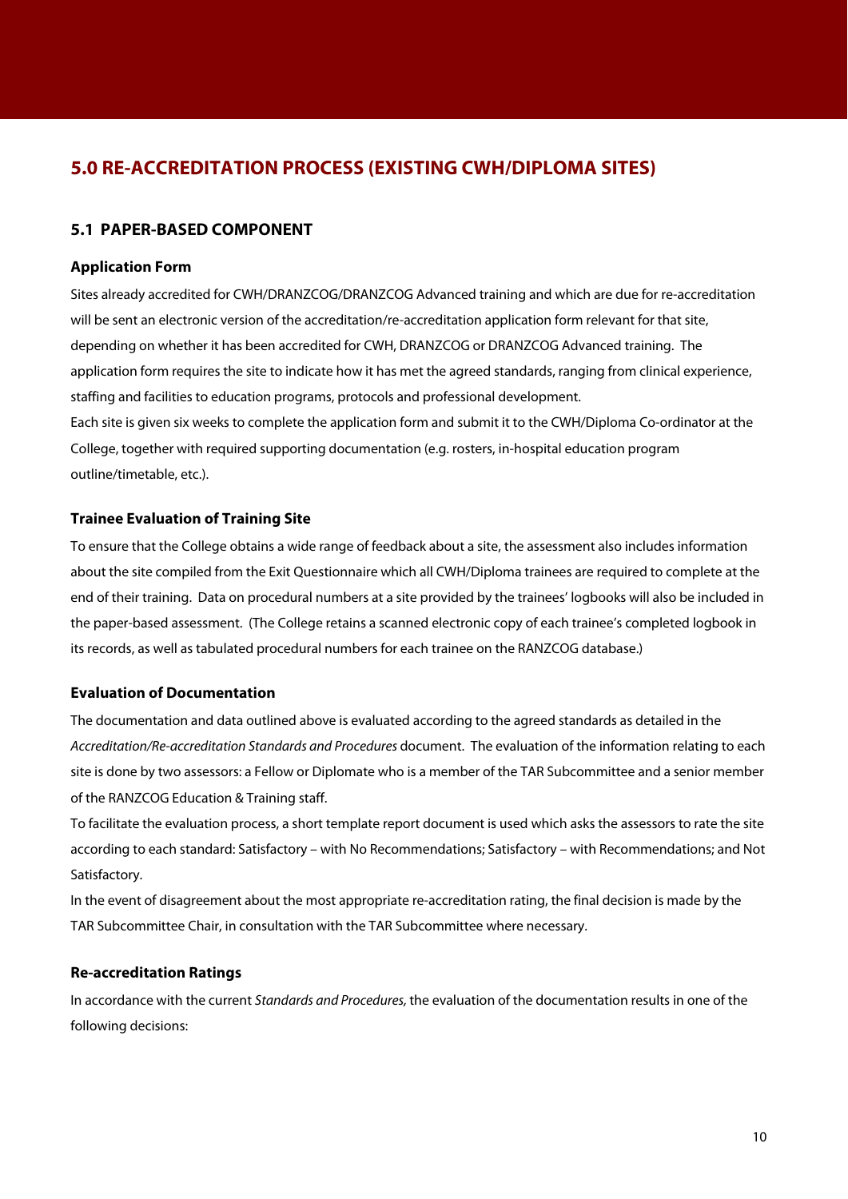## 5.0 RE-ACCREDITATION PROCESS (EXISTING CWH/DIPLOMA SITES)

### 5.1 PAPER-BASED COMPONENT

#### Application Form

Sites already accredited for CWH/DRANZCOG/DRANZCOG Advanced training and which are due for re-accreditation will be sent an electronic version of the accreditation/re-accreditation application form relevant for that site, depending on whether it has been accredited for CWH, DRANZCOG or DRANZCOG Advanced training. The application form requires the site to indicate how it has met the agreed standards, ranging from clinical experience, staffing and facilities to education programs, protocols and professional development.

Each site is given six weeks to complete the application form and submit it to the CWH/Diploma Co-ordinator at the College, together with required supporting documentation (e.g. rosters, in-hospital education program outline/timetable, etc.).

#### Trainee Evaluation of Training Site

To ensure that the College obtains a wide range of feedback about a site, the assessment also includes information about the site compiled from the Exit Questionnaire which all CWH/Diploma trainees are required to complete at the end of their training. Data on procedural numbers at a site provided by the trainees' logbooks will also be included in the paper-based assessment. (The College retains a scanned electronic copy of each trainee's completed logbook in its records, as well as tabulated procedural numbers for each trainee on the RANZCOG database.)

#### Evaluation of Documentation

The documentation and data outlined above is evaluated according to the agreed standards as detailed in the *Accreditation/Re-accreditation Standards and Procedures* document. The evaluation of the information relating to each site is done by two assessors: a Fellow or Diplomate who is a member of the TAR Subcommittee and a senior member of the RANZCOG Education & Training staff.

To facilitate the evaluation process, a short template report document is used which asks the assessors to rate the site according to each standard: Satisfactory – with No Recommendations; Satisfactory – with Recommendations; and Not Satisfactory.

In the event of disagreement about the most appropriate re-accreditation rating, the final decision is made by the TAR Subcommittee Chair, in consultation with the TAR Subcommittee where necessary.

#### Re-accreditation Ratings

In accordance with the current *Standards and Procedures,* the evaluation of the documentation results in one of the following decisions: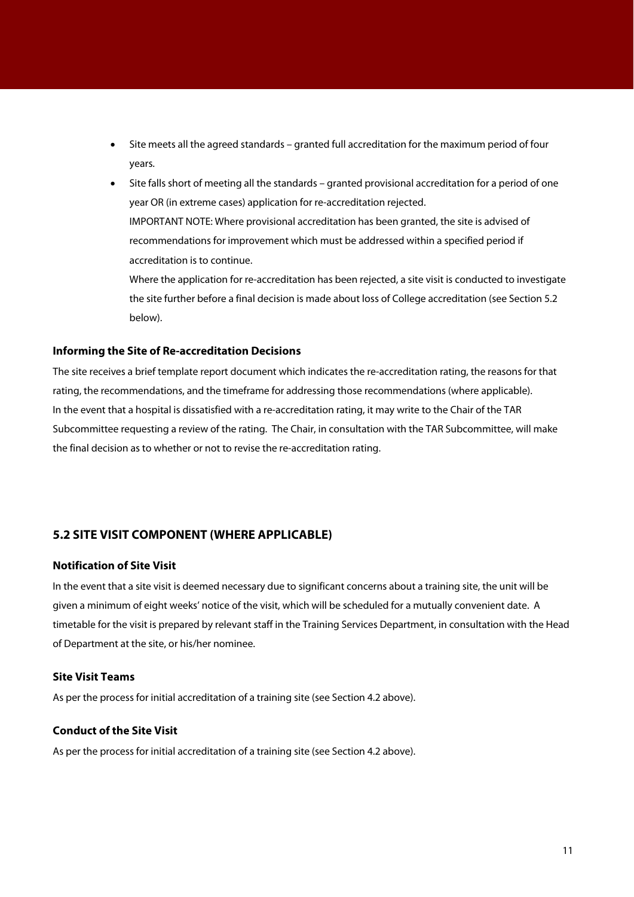- Site meets all the agreed standards – granted full accreditation for the maximum period of four years.
- Site falls short of meeting all the standards – granted provisional accreditation for a period of one year OR (in extreme cases) application for re-accreditation rejected.
  IMPORTANT NOTE: Where provisional accreditation has been granted, the site is advised of recommendations for improvement which must be addressed within a specified period if accreditation is to continue.
  Where the application for re-accreditation has been rejected, a site visit is conducted to investigate the site further before a final decision is made about loss of College accreditation (see Section 5.2 below).

### Informing the Site of Re-accreditation Decisions

The site receives a brief template report document which indicates the re-accreditation rating, the reasons for that rating, the recommendations, and the timeframe for addressing those recommendations (where applicable).
In the event that a hospital is dissatisfied with a re-accreditation rating, it may write to the Chair of the TAR Subcommittee requesting a review of the rating. The Chair, in consultation with the TAR Subcommittee, will make the final decision as to whether or not to revise the re-accreditation rating.

## 5.2 SITE VISIT COMPONENT (WHERE APPLICABLE)

### Notification of Site Visit

In the event that a site visit is deemed necessary due to significant concerns about a training site, the unit will be given a minimum of eight weeks' notice of the visit, which will be scheduled for a mutually convenient date. A timetable for the visit is prepared by relevant staff in the Training Services Department, in consultation with the Head of Department at the site, or his/her nominee.

### Site Visit Teams

As per the process for initial accreditation of a training site (see Section 4.2 above).

### Conduct of the Site Visit

As per the process for initial accreditation of a training site (see Section 4.2 above).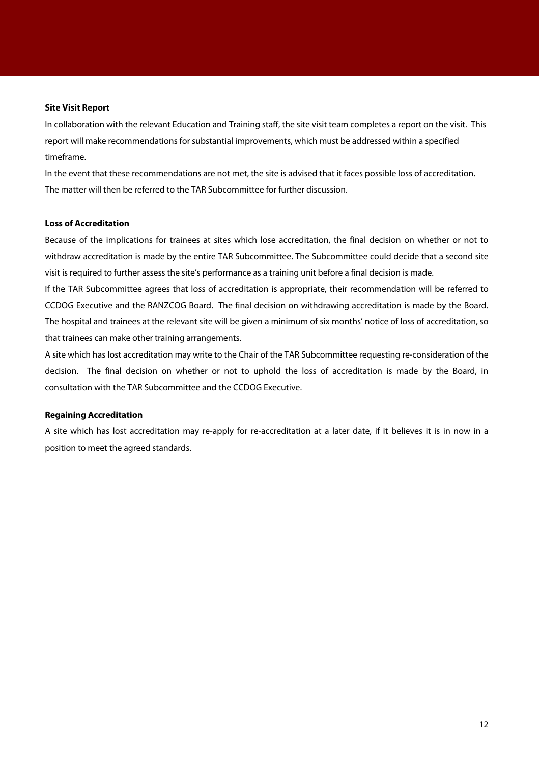**Site Visit Report**

In collaboration with the relevant Education and Training staff, the site visit team completes a report on the visit. This report will make recommendations for substantial improvements, which must be addressed within a specified timeframe.

In the event that these recommendations are not met, the site is advised that it faces possible loss of accreditation. The matter will then be referred to the TAR Subcommittee for further discussion.

**Loss of Accreditation**

Because of the implications for trainees at sites which lose accreditation, the final decision on whether or not to withdraw accreditation is made by the entire TAR Subcommittee. The Subcommittee could decide that a second site visit is required to further assess the site's performance as a training unit before a final decision is made.

If the TAR Subcommittee agrees that loss of accreditation is appropriate, their recommendation will be referred to CCDOG Executive and the RANZCOG Board. The final decision on withdrawing accreditation is made by the Board. The hospital and trainees at the relevant site will be given a minimum of six months' notice of loss of accreditation, so that trainees can make other training arrangements.

A site which has lost accreditation may write to the Chair of the TAR Subcommittee requesting re-consideration of the decision. The final decision on whether or not to uphold the loss of accreditation is made by the Board, in consultation with the TAR Subcommittee and the CCDOG Executive.

**Regaining Accreditation**

A site which has lost accreditation may re-apply for re-accreditation at a later date, if it believes it is in now in a position to meet the agreed standards.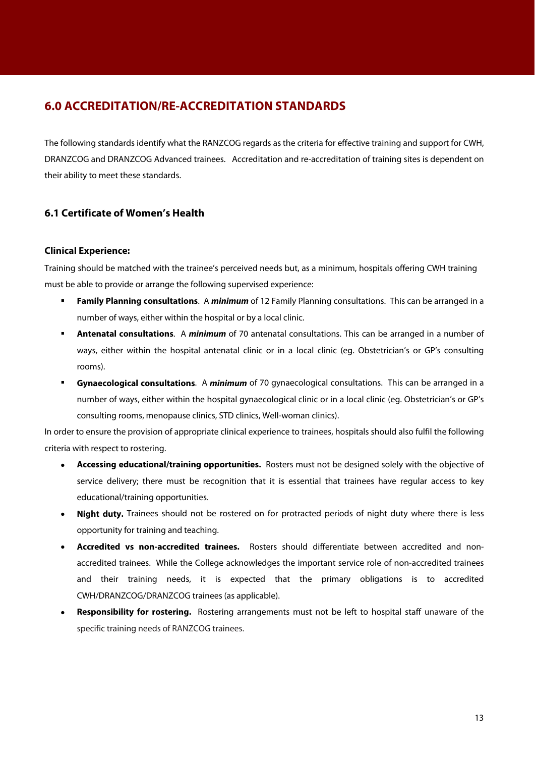## 6.0 ACCREDITATION/RE-ACCREDITATION STANDARDS

The following standards identify what the RANZCOG regards as the criteria for effective training and support for CWH, DRANZCOG and DRANZCOG Advanced trainees. Accreditation and re-accreditation of training sites is dependent on their ability to meet these standards.

### 6.1 Certificate of Women's Health

#### Clinical Experience:

Training should be matched with the trainee's perceived needs but, as a minimum, hospitals offering CWH training must be able to provide or arrange the following supervised experience:

- **Family Planning consultations**. A ***minimum*** of 12 Family Planning consultations. This can be arranged in a number of ways, either within the hospital or by a local clinic.
- **Antenatal consultations**. A ***minimum*** of 70 antenatal consultations. This can be arranged in a number of ways, either within the hospital antenatal clinic or in a local clinic (eg. Obstetrician's or GP's consulting rooms).
- **Gynaecological consultations**. A ***minimum*** of 70 gynaecological consultations. This can be arranged in a number of ways, either within the hospital gynaecological clinic or in a local clinic (eg. Obstetrician's or GP's consulting rooms, menopause clinics, STD clinics, Well-woman clinics).

In order to ensure the provision of appropriate clinical experience to trainees, hospitals should also fulfil the following criteria with respect to rostering.

- **Accessing educational/training opportunities.** Rosters must not be designed solely with the objective of service delivery; there must be recognition that it is essential that trainees have regular access to key educational/training opportunities.
- **Night duty.** Trainees should not be rostered on for protracted periods of night duty where there is less opportunity for training and teaching.
- **Accredited vs non-accredited trainees.** Rosters should differentiate between accredited and non-accredited trainees. While the College acknowledges the important service role of non-accredited trainees and their training needs, it is expected that the primary obligations is to accredited CWH/DRANZCOG/DRANZCOG trainees (as applicable).
- **Responsibility for rostering.** Rostering arrangements must not be left to hospital staff unaware of the specific training needs of RANZCOG trainees.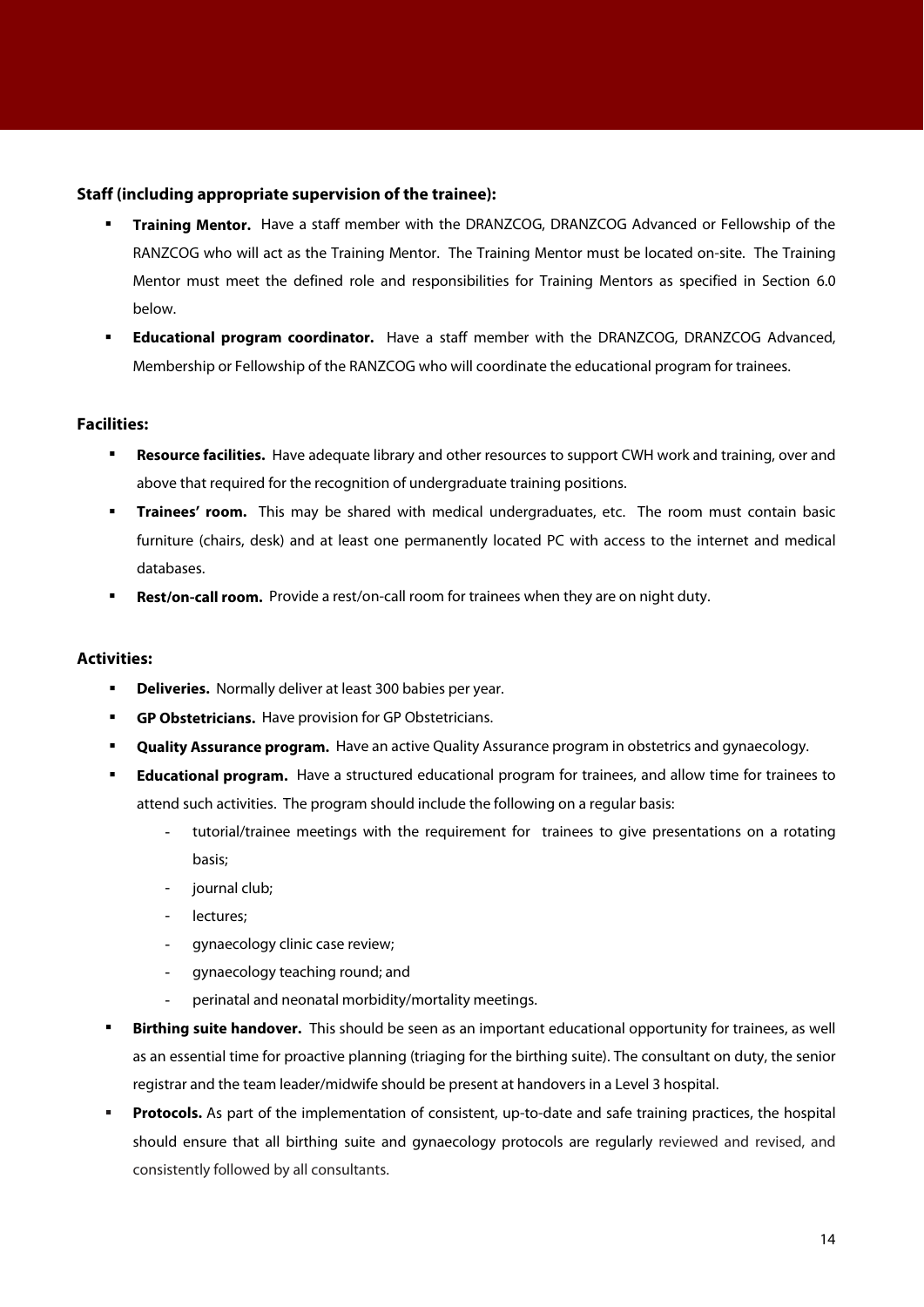**Staff (including appropriate supervision of the trainee):**

- **Training Mentor.** Have a staff member with the DRANZCOG, DRANZCOG Advanced or Fellowship of the RANZCOG who will act as the Training Mentor. The Training Mentor must be located on-site. The Training Mentor must meet the defined role and responsibilities for Training Mentors as specified in Section 6.0 below.
- **Educational program coordinator.** Have a staff member with the DRANZCOG, DRANZCOG Advanced, Membership or Fellowship of the RANZCOG who will coordinate the educational program for trainees.

**Facilities:**

- **Resource facilities.** Have adequate library and other resources to support CWH work and training, over and above that required for the recognition of undergraduate training positions.
- **Trainees' room.** This may be shared with medical undergraduates, etc. The room must contain basic furniture (chairs, desk) and at least one permanently located PC with access to the internet and medical databases.
- **Rest/on-call room.** Provide a rest/on-call room for trainees when they are on night duty.

**Activities:**

- **Deliveries.** Normally deliver at least 300 babies per year.
- **GP Obstetricians.** Have provision for GP Obstetricians.
- **Quality Assurance program.** Have an active Quality Assurance program in obstetrics and gynaecology.
- **Educational program.** Have a structured educational program for trainees, and allow time for trainees to attend such activities. The program should include the following on a regular basis:
  - tutorial/trainee meetings with the requirement for trainees to give presentations on a rotating basis;
  - journal club;
  - lectures;
  - gynaecology clinic case review;
  - gynaecology teaching round; and
  - perinatal and neonatal morbidity/mortality meetings.
- **Birthing suite handover.** This should be seen as an important educational opportunity for trainees, as well as an essential time for proactive planning (triaging for the birthing suite). The consultant on duty, the senior registrar and the team leader/midwife should be present at handovers in a Level 3 hospital.
- **Protocols.** As part of the implementation of consistent, up-to-date and safe training practices, the hospital should ensure that all birthing suite and gynaecology protocols are regularly reviewed and revised, and consistently followed by all consultants.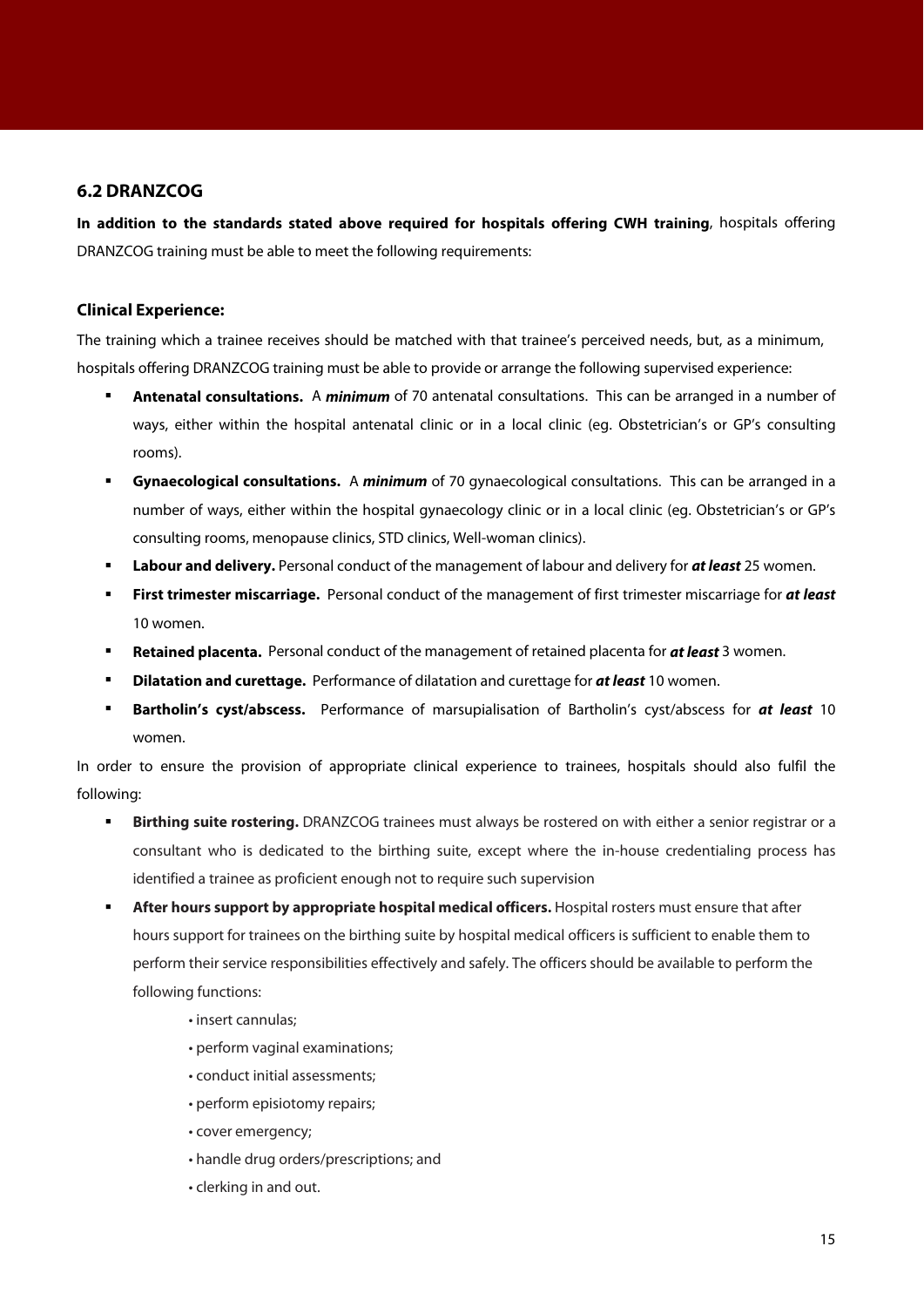## 6.2 DRANZCOG

**In addition to the standards stated above required for hospitals offering CWH training**, hospitals offering DRANZCOG training must be able to meet the following requirements:

### Clinical Experience:

The training which a trainee receives should be matched with that trainee's perceived needs, but, as a minimum, hospitals offering DRANZCOG training must be able to provide or arrange the following supervised experience:

- **Antenatal consultations.** A ***minimum*** of 70 antenatal consultations. This can be arranged in a number of ways, either within the hospital antenatal clinic or in a local clinic (eg. Obstetrician's or GP's consulting rooms).
- **Gynaecological consultations.** A ***minimum*** of 70 gynaecological consultations. This can be arranged in a number of ways, either within the hospital gynaecology clinic or in a local clinic (eg. Obstetrician's or GP's consulting rooms, menopause clinics, STD clinics, Well-woman clinics).
- **Labour and delivery.** Personal conduct of the management of labour and delivery for ***at least*** 25 women.
- **First trimester miscarriage.** Personal conduct of the management of first trimester miscarriage for ***at least*** 10 women.
- **Retained placenta.** Personal conduct of the management of retained placenta for ***at least*** 3 women.
- **Dilatation and curettage.** Performance of dilatation and curettage for ***at least*** 10 women.
- **Bartholin's cyst/abscess.** Performance of marsupialisation of Bartholin's cyst/abscess for ***at least*** 10 women.

In order to ensure the provision of appropriate clinical experience to trainees, hospitals should also fulfil the following:

- **Birthing suite rostering.** DRANZCOG trainees must always be rostered on with either a senior registrar or a consultant who is dedicated to the birthing suite, except where the in-house credentialing process has identified a trainee as proficient enough not to require such supervision
- **After hours support by appropriate hospital medical officers.** Hospital rosters must ensure that after hours support for trainees on the birthing suite by hospital medical officers is sufficient to enable them to perform their service responsibilities effectively and safely. The officers should be available to perform the following functions:
  - insert cannulas;
  - perform vaginal examinations;
  - conduct initial assessments;
  - perform episiotomy repairs;
  - cover emergency;
  - handle drug orders/prescriptions; and
  - clerking in and out.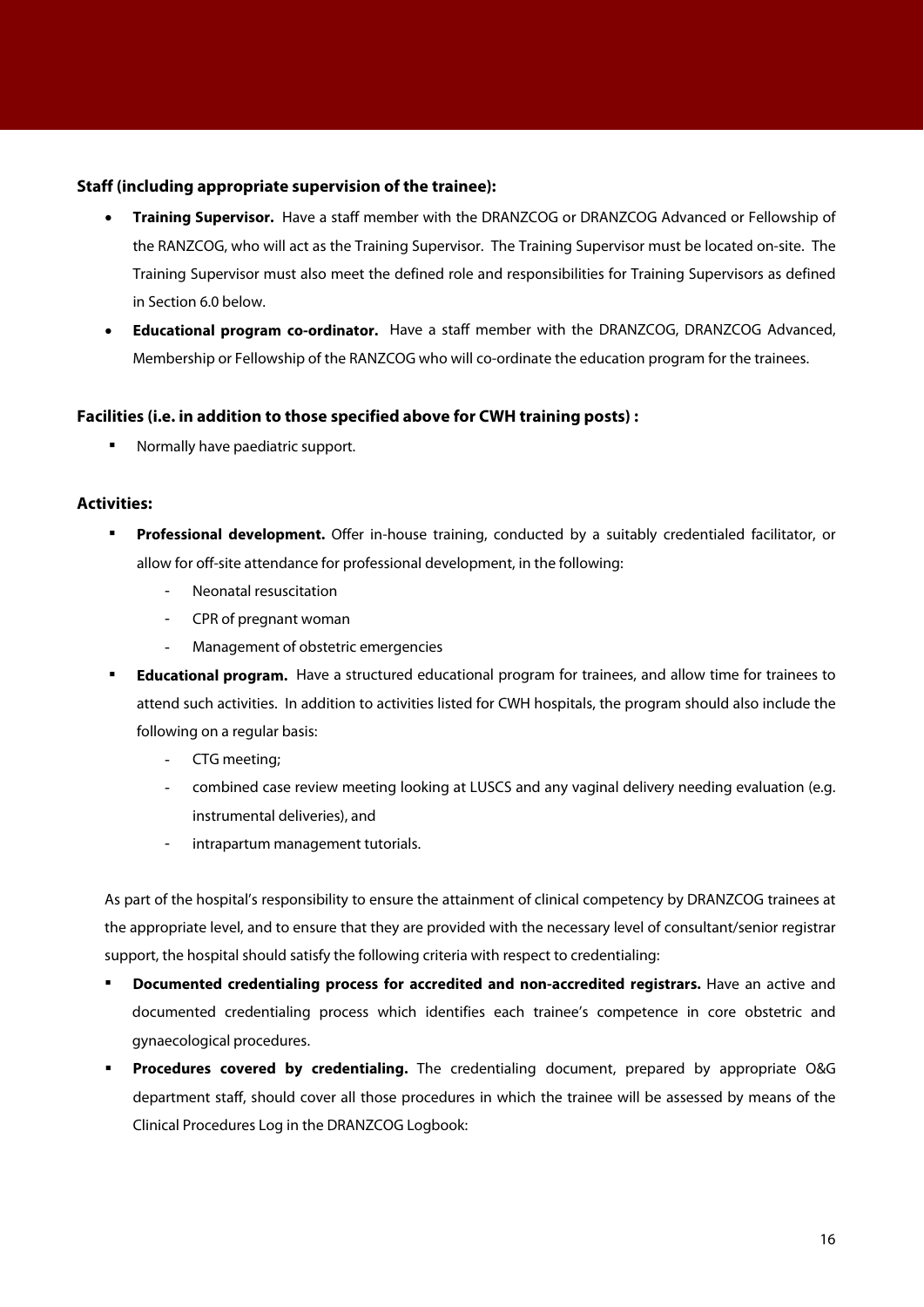**Staff (including appropriate supervision of the trainee):**

- **Training Supervisor.** Have a staff member with the DRANZCOG or DRANZCOG Advanced or Fellowship of the RANZCOG, who will act as the Training Supervisor. The Training Supervisor must be located on-site. The Training Supervisor must also meet the defined role and responsibilities for Training Supervisors as defined in Section 6.0 below.
- **Educational program co-ordinator.** Have a staff member with the DRANZCOG, DRANZCOG Advanced, Membership or Fellowship of the RANZCOG who will co-ordinate the education program for the trainees.

**Facilities (i.e. in addition to those specified above for CWH training posts) :**

- Normally have paediatric support.

**Activities:**

- **Professional development.** Offer in-house training, conducted by a suitably credentialed facilitator, or allow for off-site attendance for professional development, in the following:
  - Neonatal resuscitation
  - CPR of pregnant woman
  - Management of obstetric emergencies
- **Educational program.** Have a structured educational program for trainees, and allow time for trainees to attend such activities. In addition to activities listed for CWH hospitals, the program should also include the following on a regular basis:
  - CTG meeting;
  - combined case review meeting looking at LUSCS and any vaginal delivery needing evaluation (e.g. instrumental deliveries), and
  - intrapartum management tutorials.

As part of the hospital's responsibility to ensure the attainment of clinical competency by DRANZCOG trainees at the appropriate level, and to ensure that they are provided with the necessary level of consultant/senior registrar support, the hospital should satisfy the following criteria with respect to credentialing:

- **Documented credentialing process for accredited and non-accredited registrars.** Have an active and documented credentialing process which identifies each trainee's competence in core obstetric and gynaecological procedures.
- **Procedures covered by credentialing.** The credentialing document, prepared by appropriate O&G department staff, should cover all those procedures in which the trainee will be assessed by means of the Clinical Procedures Log in the DRANZCOG Logbook: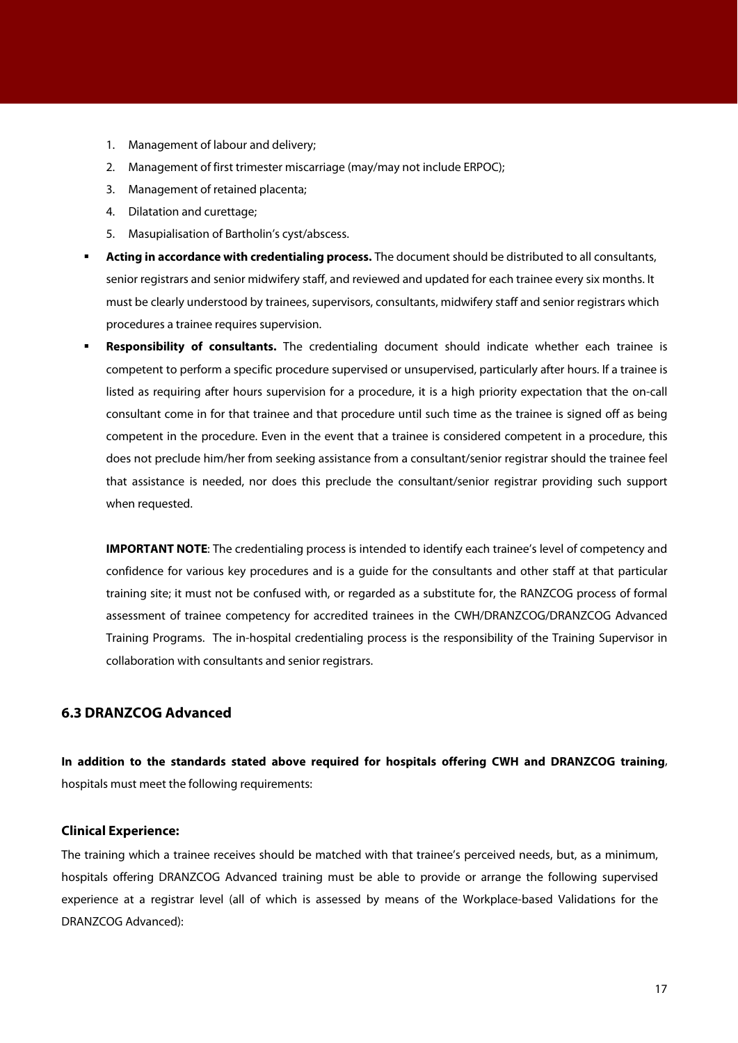1. Management of labour and delivery;
2. Management of first trimester miscarriage (may/may not include ERPOC);
3. Management of retained placenta;
4. Dilatation and curettage;
5. Masupialisation of Bartholin's cyst/abscess.

- **Acting in accordance with credentialing process.** The document should be distributed to all consultants, senior registrars and senior midwifery staff, and reviewed and updated for each trainee every six months. It must be clearly understood by trainees, supervisors, consultants, midwifery staff and senior registrars which procedures a trainee requires supervision.
- **Responsibility of consultants.** The credentialing document should indicate whether each trainee is competent to perform a specific procedure supervised or unsupervised, particularly after hours. If a trainee is listed as requiring after hours supervision for a procedure, it is a high priority expectation that the on-call consultant come in for that trainee and that procedure until such time as the trainee is signed off as being competent in the procedure. Even in the event that a trainee is considered competent in a procedure, this does not preclude him/her from seeking assistance from a consultant/senior registrar should the trainee feel that assistance is needed, nor does this preclude the consultant/senior registrar providing such support when requested.

  **IMPORTANT NOTE**: The credentialing process is intended to identify each trainee's level of competency and confidence for various key procedures and is a guide for the consultants and other staff at that particular training site; it must not be confused with, or regarded as a substitute for, the RANZCOG process of formal assessment of trainee competency for accredited trainees in the CWH/DRANZCOG/DRANZCOG Advanced Training Programs. The in-hospital credentialing process is the responsibility of the Training Supervisor in collaboration with consultants and senior registrars.

## 6.3 DRANZCOG Advanced

**In addition to the standards stated above required for hospitals offering CWH and DRANZCOG training**, hospitals must meet the following requirements:

### Clinical Experience:

The training which a trainee receives should be matched with that trainee's perceived needs, but, as a minimum, hospitals offering DRANZCOG Advanced training must be able to provide or arrange the following supervised experience at a registrar level (all of which is assessed by means of the Workplace-based Validations for the DRANZCOG Advanced):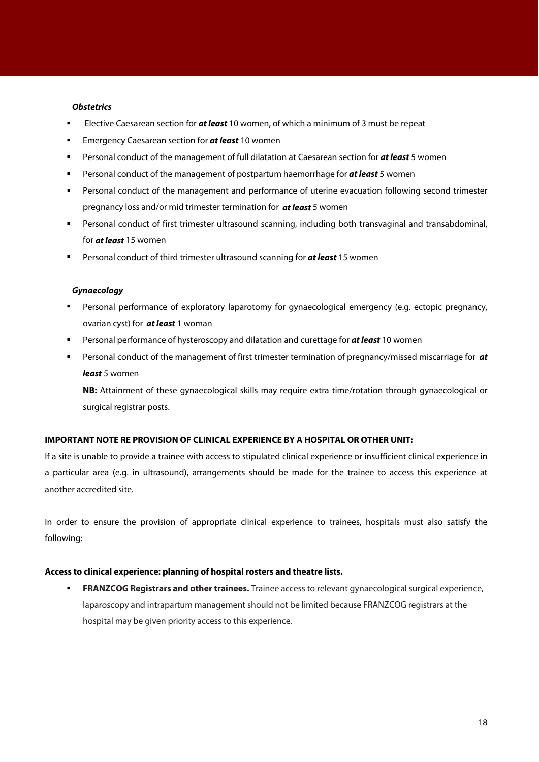***Obstetrics***

- Elective Caesarean section for ***at least*** 10 women, of which a minimum of 3 must be repeat
- Emergency Caesarean section for ***at least*** 10 women
- Personal conduct of the management of full dilatation at Caesarean section for ***at least*** 5 women
- Personal conduct of the management of postpartum haemorrhage for ***at least*** 5 women
- Personal conduct of the management and performance of uterine evacuation following second trimester pregnancy loss and/or mid trimester termination for ***at least*** 5 women
- Personal conduct of first trimester ultrasound scanning, including both transvaginal and transabdominal, for ***at least*** 15 women
- Personal conduct of third trimester ultrasound scanning for ***at least*** 15 women

***Gynaecology***

- Personal performance of exploratory laparotomy for gynaecological emergency (e.g. ectopic pregnancy, ovarian cyst) for ***at least*** 1 woman
- Personal performance of hysteroscopy and dilatation and curettage for ***at least*** 10 women
- Personal conduct of the management of first trimester termination of pregnancy/missed miscarriage for ***at least*** 5 women

  **NB:** Attainment of these gynaecological skills may require extra time/rotation through gynaecological or surgical registrar posts.

**IMPORTANT NOTE RE PROVISION OF CLINICAL EXPERIENCE BY A HOSPITAL OR OTHER UNIT:**

If a site is unable to provide a trainee with access to stipulated clinical experience or insufficient clinical experience in a particular area (e.g. in ultrasound), arrangements should be made for the trainee to access this experience at another accredited site.

In order to ensure the provision of appropriate clinical experience to trainees, hospitals must also satisfy the following:

**Access to clinical experience: planning of hospital rosters and theatre lists.**

- **FRANZCOG Registrars and other trainees.** Trainee access to relevant gynaecological surgical experience, laparoscopy and intrapartum management should not be limited because FRANZCOG registrars at the hospital may be given priority access to this experience.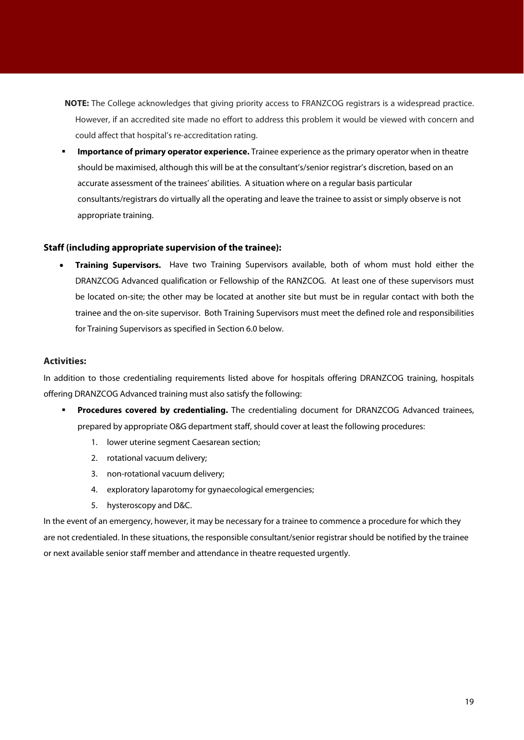**NOTE:** The College acknowledges that giving priority access to FRANZCOG registrars is a widespread practice. However, if an accredited site made no effort to address this problem it would be viewed with concern and could affect that hospital's re-accreditation rating.

- **Importance of primary operator experience.** Trainee experience as the primary operator when in theatre should be maximised, although this will be at the consultant's/senior registrar's discretion, based on an accurate assessment of the trainees' abilities. A situation where on a regular basis particular consultants/registrars do virtually all the operating and leave the trainee to assist or simply observe is not appropriate training.

### Staff (including appropriate supervision of the trainee):

- **Training Supervisors.** Have two Training Supervisors available, both of whom must hold either the DRANZCOG Advanced qualification or Fellowship of the RANZCOG. At least one of these supervisors must be located on-site; the other may be located at another site but must be in regular contact with both the trainee and the on-site supervisor. Both Training Supervisors must meet the defined role and responsibilities for Training Supervisors as specified in Section 6.0 below.

### Activities:

In addition to those credentialing requirements listed above for hospitals offering DRANZCOG training, hospitals offering DRANZCOG Advanced training must also satisfy the following:

- **Procedures covered by credentialing.** The credentialing document for DRANZCOG Advanced trainees, prepared by appropriate O&G department staff, should cover at least the following procedures:
    1. lower uterine segment Caesarean section;
    2. rotational vacuum delivery;
    3. non-rotational vacuum delivery;
    4. exploratory laparotomy for gynaecological emergencies;
    5. hysteroscopy and D&C.

In the event of an emergency, however, it may be necessary for a trainee to commence a procedure for which they are not credentialed. In these situations, the responsible consultant/senior registrar should be notified by the trainee or next available senior staff member and attendance in theatre requested urgently.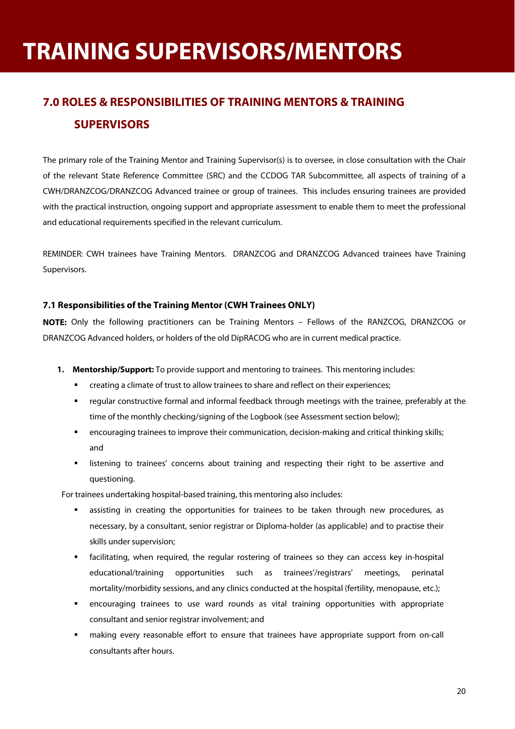# TRAINING SUPERVISORS/MENTORS

## 7.0 ROLES & RESPONSIBILITIES OF TRAINING MENTORS & TRAINING SUPERVISORS

The primary role of the Training Mentor and Training Supervisor(s) is to oversee, in close consultation with the Chair of the relevant State Reference Committee (SRC) and the CCDOG TAR Subcommittee, all aspects of training of a CWH/DRANZCOG/DRANZCOG Advanced trainee or group of trainees. This includes ensuring trainees are provided with the practical instruction, ongoing support and appropriate assessment to enable them to meet the professional and educational requirements specified in the relevant curriculum.

REMINDER: CWH trainees have Training Mentors. DRANZCOG and DRANZCOG Advanced trainees have Training Supervisors.

### 7.1 Responsibilities of the Training Mentor (CWH Trainees ONLY)

**NOTE:** Only the following practitioners can be Training Mentors – Fellows of the RANZCOG, DRANZCOG or DRANZCOG Advanced holders, or holders of the old DipRACOG who are in current medical practice.

1. **Mentorship/Support:** To provide support and mentoring to trainees. This mentoring includes:
   - creating a climate of trust to allow trainees to share and reflect on their experiences;
   - regular constructive formal and informal feedback through meetings with the trainee, preferably at the time of the monthly checking/signing of the Logbook (see Assessment section below);
   - encouraging trainees to improve their communication, decision-making and critical thinking skills; and
   - listening to trainees' concerns about training and respecting their right to be assertive and questioning.

   For trainees undertaking hospital-based training, this mentoring also includes:
   - assisting in creating the opportunities for trainees to be taken through new procedures, as necessary, by a consultant, senior registrar or Diploma-holder (as applicable) and to practise their skills under supervision;
   - facilitating, when required, the regular rostering of trainees so they can access key in-hospital educational/training opportunities such as trainees'/registrars' meetings, perinatal mortality/morbidity sessions, and any clinics conducted at the hospital (fertility, menopause, etc.);
   - encouraging trainees to use ward rounds as vital training opportunities with appropriate consultant and senior registrar involvement; and
   - making every reasonable effort to ensure that trainees have appropriate support from on-call consultants after hours.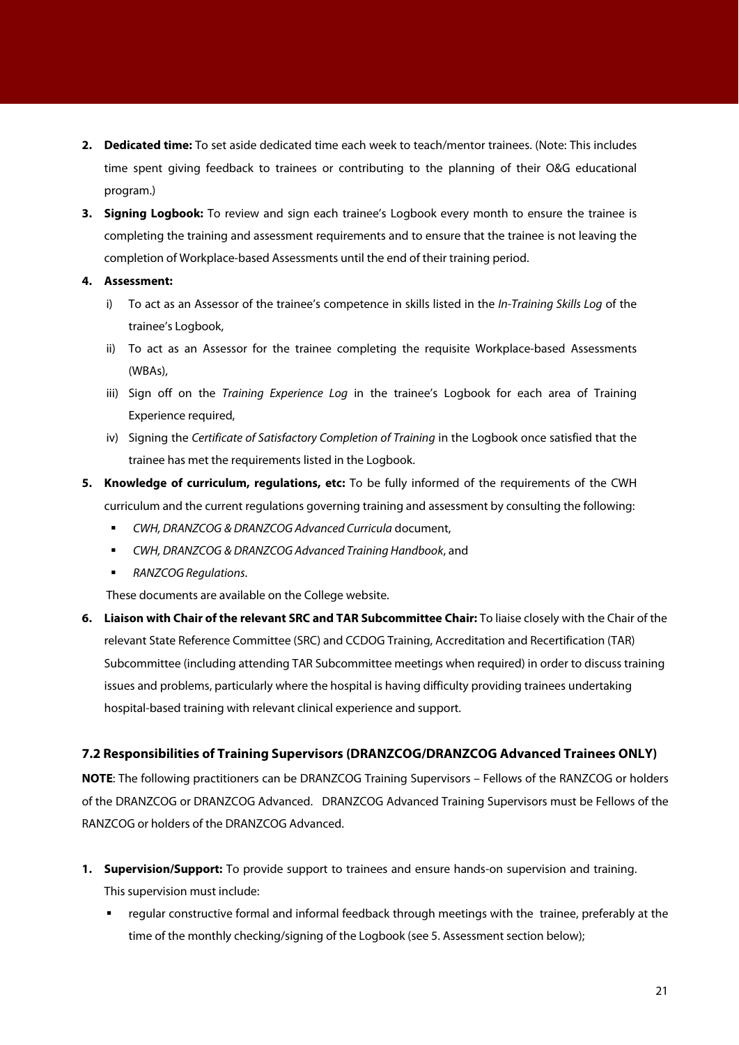2. **Dedicated time:** To set aside dedicated time each week to teach/mentor trainees. (Note: This includes time spent giving feedback to trainees or contributing to the planning of their O&G educational program.)
3. **Signing Logbook:** To review and sign each trainee's Logbook every month to ensure the trainee is completing the training and assessment requirements and to ensure that the trainee is not leaving the completion of Workplace-based Assessments until the end of their training period.
4. **Assessment:**
   i) To act as an Assessor of the trainee's competence in skills listed in the *In-Training Skills Log* of the trainee's Logbook,
   ii) To act as an Assessor for the trainee completing the requisite Workplace-based Assessments (WBAs),
   iii) Sign off on the *Training Experience Log* in the trainee's Logbook for each area of Training Experience required,
   iv) Signing the *Certificate of Satisfactory Completion of Training* in the Logbook once satisfied that the trainee has met the requirements listed in the Logbook.
5. **Knowledge of curriculum, regulations, etc:** To be fully informed of the requirements of the CWH curriculum and the current regulations governing training and assessment by consulting the following:
   - *CWH, DRANZCOG & DRANZCOG Advanced Curricula* document,
   - *CWH, DRANZCOG & DRANZCOG Advanced Training Handbook*, and
   - *RANZCOG Regulations*.

   These documents are available on the College website.
6. **Liaison with Chair of the relevant SRC and TAR Subcommittee Chair:** To liaise closely with the Chair of the relevant State Reference Committee (SRC) and CCDOG Training, Accreditation and Recertification (TAR) Subcommittee (including attending TAR Subcommittee meetings when required) in order to discuss training issues and problems, particularly where the hospital is having difficulty providing trainees undertaking hospital-based training with relevant clinical experience and support.

### 7.2 Responsibilities of Training Supervisors (DRANZCOG/DRANZCOG Advanced Trainees ONLY)

**NOTE**: The following practitioners can be DRANZCOG Training Supervisors – Fellows of the RANZCOG or holders of the DRANZCOG or DRANZCOG Advanced. DRANZCOG Advanced Training Supervisors must be Fellows of the RANZCOG or holders of the DRANZCOG Advanced.

1. **Supervision/Support:** To provide support to trainees and ensure hands-on supervision and training. This supervision must include:
   - regular constructive formal and informal feedback through meetings with the trainee, preferably at the time of the monthly checking/signing of the Logbook (see 5. Assessment section below);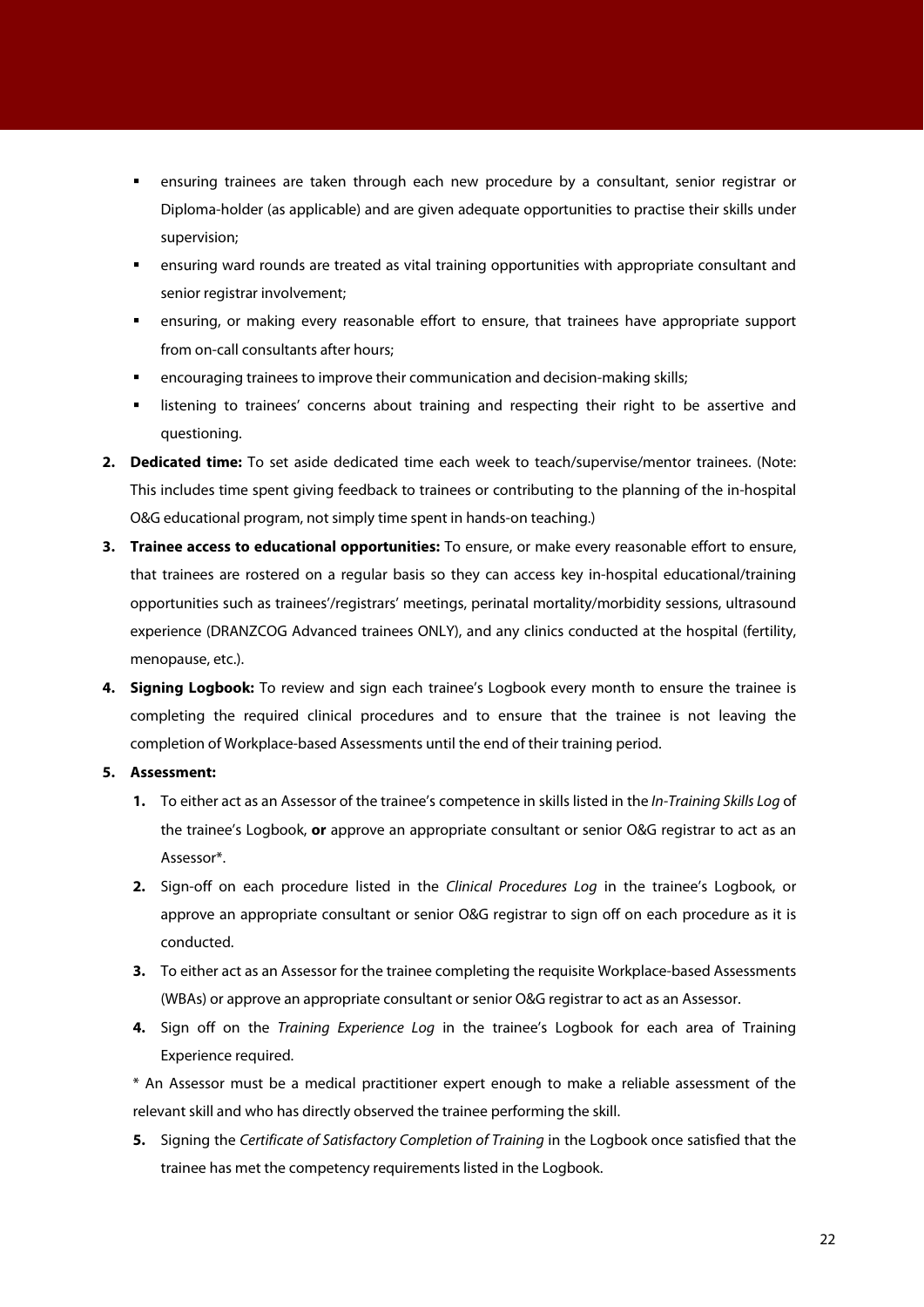- ensuring trainees are taken through each new procedure by a consultant, senior registrar or Diploma-holder (as applicable) and are given adequate opportunities to practise their skills under supervision;
- ensuring ward rounds are treated as vital training opportunities with appropriate consultant and senior registrar involvement;
- ensuring, or making every reasonable effort to ensure, that trainees have appropriate support from on-call consultants after hours;
- encouraging trainees to improve their communication and decision-making skills;
- listening to trainees' concerns about training and respecting their right to be assertive and questioning.

2. **Dedicated time:** To set aside dedicated time each week to teach/supervise/mentor trainees. (Note: This includes time spent giving feedback to trainees or contributing to the planning of the in-hospital O&G educational program, not simply time spent in hands-on teaching.)
3. **Trainee access to educational opportunities:** To ensure, or make every reasonable effort to ensure, that trainees are rostered on a regular basis so they can access key in-hospital educational/training opportunities such as trainees'/registrars' meetings, perinatal mortality/morbidity sessions, ultrasound experience (DRANZCOG Advanced trainees ONLY), and any clinics conducted at the hospital (fertility, menopause, etc.).
4. **Signing Logbook:** To review and sign each trainee's Logbook every month to ensure the trainee is completing the required clinical procedures and to ensure that the trainee is not leaving the completion of Workplace-based Assessments until the end of their training period.
5. **Assessment:**
   1. To either act as an Assessor of the trainee's competence in skills listed in the *In-Training Skills Log* of the trainee's Logbook, **or** approve an appropriate consultant or senior O&G registrar to act as an Assessor*.
   2. Sign-off on each procedure listed in the *Clinical Procedures Log* in the trainee's Logbook, or approve an appropriate consultant or senior O&G registrar to sign off on each procedure as it is conducted.
   3. To either act as an Assessor for the trainee completing the requisite Workplace-based Assessments (WBAs) or approve an appropriate consultant or senior O&G registrar to act as an Assessor.
   4. Sign off on the *Training Experience Log* in the trainee's Logbook for each area of Training Experience required.

   * An Assessor must be a medical practitioner expert enough to make a reliable assessment of the relevant skill and who has directly observed the trainee performing the skill.

   5. Signing the *Certificate of Satisfactory Completion of Training* in the Logbook once satisfied that the trainee has met the competency requirements listed in the Logbook.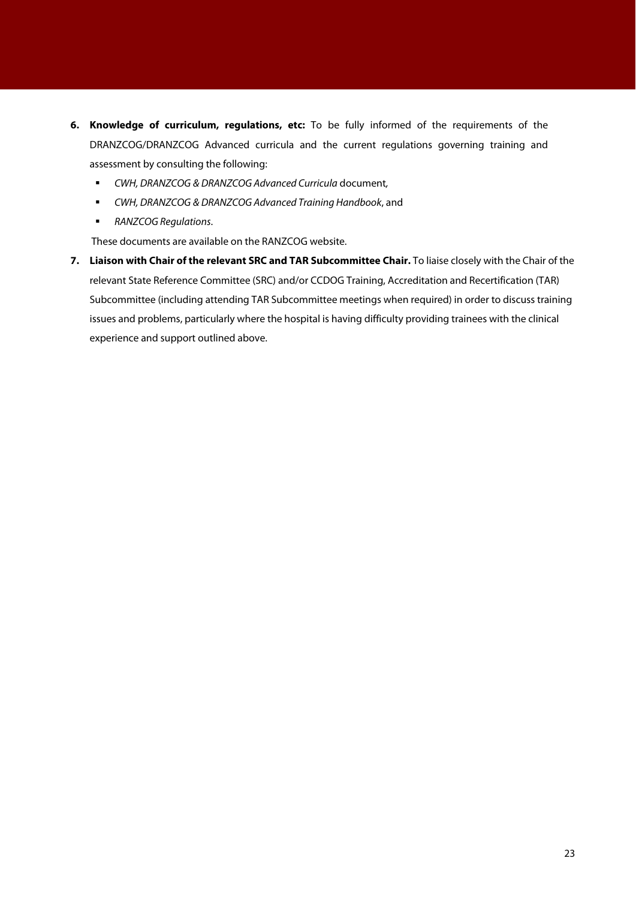6. **Knowledge of curriculum, regulations, etc:** To be fully informed of the requirements of the DRANZCOG/DRANZCOG Advanced curricula and the current regulations governing training and assessment by consulting the following:

   - *CWH, DRANZCOG & DRANZCOG Advanced Curricula* document*,*
   - *CWH, DRANZCOG & DRANZCOG Advanced Training Handbook*, and
   - *RANZCOG Regulations*.

   These documents are available on the RANZCOG website.

7. **Liaison with Chair of the relevant SRC and TAR Subcommittee Chair.** To liaise closely with the Chair of the relevant State Reference Committee (SRC) and/or CCDOG Training, Accreditation and Recertification (TAR) Subcommittee (including attending TAR Subcommittee meetings when required) in order to discuss training issues and problems, particularly where the hospital is having difficulty providing trainees with the clinical experience and support outlined above.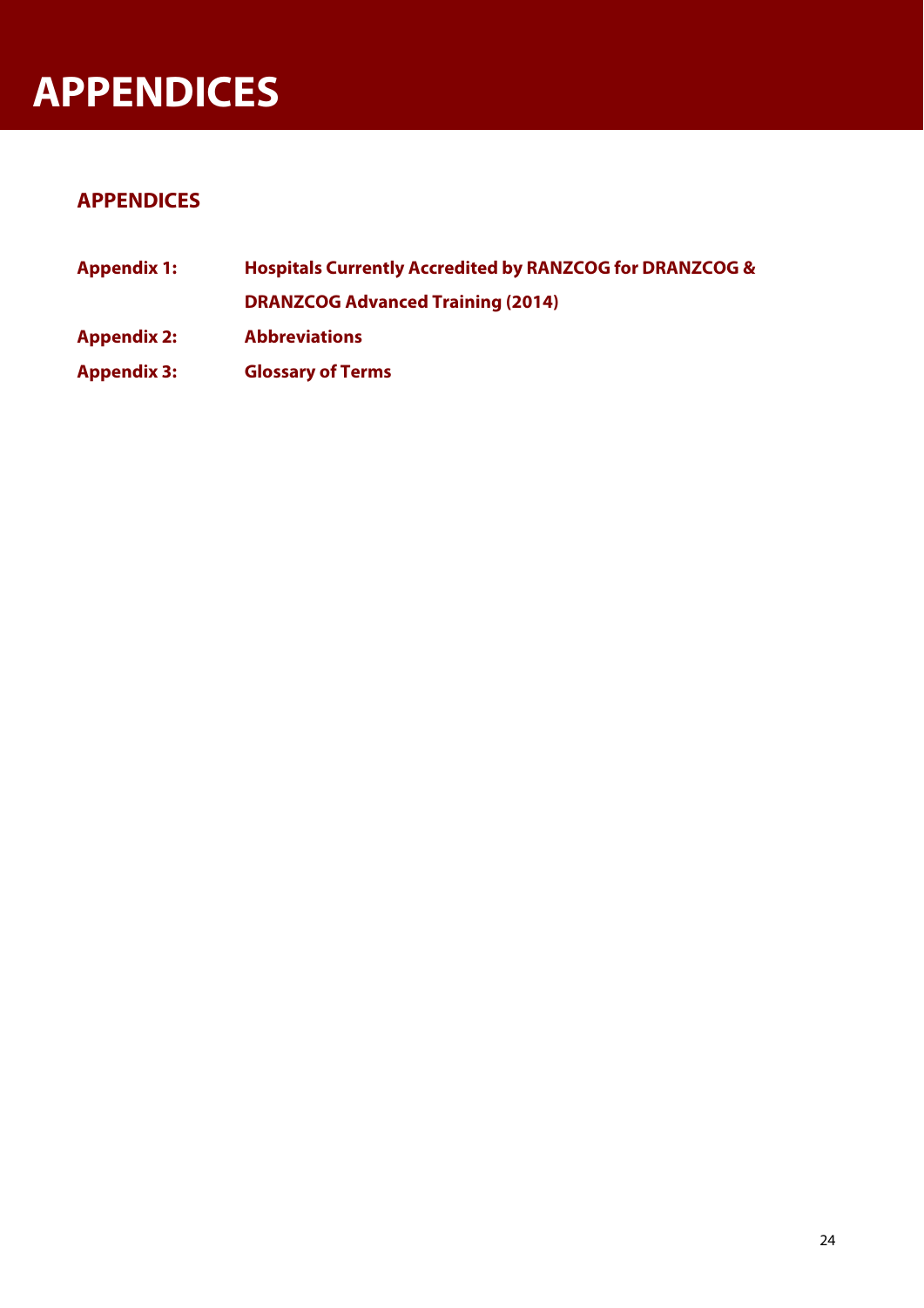# APPENDICES

## APPENDICES

| | |
|---|---|
| **Appendix 1:** | **Hospitals Currently Accredited by RANZCOG for DRANZCOG & DRANZCOG Advanced Training (2014)** |
| **Appendix 2:** | **Abbreviations** |
| **Appendix 3:** | **Glossary of Terms** |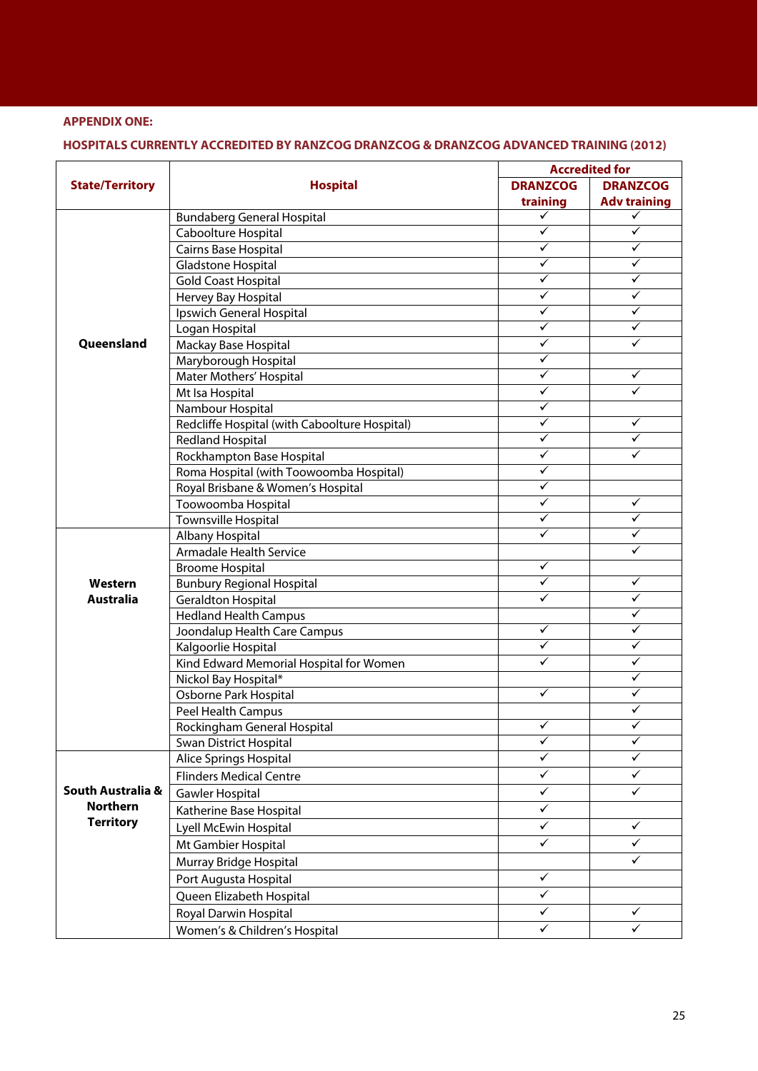**APPENDIX ONE:**

**HOSPITALS CURRENTLY ACCREDITED BY RANZCOG DRANZCOG & DRANZCOG ADVANCED TRAINING (2012)**

| State/Territory | Hospital | Accredited for | |
|---|---|---|---|
| | | DRANZCOG training | DRANZCOG Adv training |
| Queensland | Bundaberg General Hospital | ✓ | ✓ |
| | Caboolture Hospital | ✓ | ✓ |
| | Cairns Base Hospital | ✓ | ✓ |
| | Gladstone Hospital | ✓ | ✓ |
| | Gold Coast Hospital | ✓ | ✓ |
| | Hervey Bay Hospital | ✓ | ✓ |
| | Ipswich General Hospital | ✓ | ✓ |
| | Logan Hospital | ✓ | ✓ |
| | Mackay Base Hospital | ✓ | ✓ |
| | Maryborough Hospital | ✓ | |
| | Mater Mothers' Hospital | ✓ | ✓ |
| | Mt Isa Hospital | ✓ | ✓ |
| | Nambour Hospital | ✓ | |
| | Redcliffe Hospital (with Caboolture Hospital) | ✓ | ✓ |
| | Redland Hospital | ✓ | ✓ |
| | Rockhampton Base Hospital | ✓ | ✓ |
| | Roma Hospital (with Toowoomba Hospital) | ✓ | |
| | Royal Brisbane & Women's Hospital | ✓ | |
| | Toowoomba Hospital | ✓ | ✓ |
| | Townsville Hospital | ✓ | ✓ |
| Western Australia | Albany Hospital | ✓ | ✓ |
| | Armadale Health Service | | ✓ |
| | Broome Hospital | ✓ | |
| | Bunbury Regional Hospital | ✓ | ✓ |
| | Geraldton Hospital | ✓ | ✓ |
| | Hedland Health Campus | | ✓ |
| | Joondalup Health Care Campus | ✓ | ✓ |
| | Kalgoorlie Hospital | ✓ | ✓ |
| | Kind Edward Memorial Hospital for Women | ✓ | ✓ |
| | Nickol Bay Hospital* | | ✓ |
| | Osborne Park Hospital | ✓ | ✓ |
| | Peel Health Campus | | ✓ |
| | Rockingham General Hospital | ✓ | ✓ |
| | Swan District Hospital | ✓ | ✓ |
| South Australia & Northern Territory | Alice Springs Hospital | ✓ | ✓ |
| | Flinders Medical Centre | ✓ | ✓ |
| | Gawler Hospital | ✓ | ✓ |
| | Katherine Base Hospital | ✓ | |
| | Lyell McEwin Hospital | ✓ | ✓ |
| | Mt Gambier Hospital | ✓ | ✓ |
| | Murray Bridge Hospital | | ✓ |
| | Port Augusta Hospital | ✓ | |
| | Queen Elizabeth Hospital | ✓ | |
| | Royal Darwin Hospital | ✓ | ✓ |
| | Women's & Children's Hospital | ✓ | ✓ |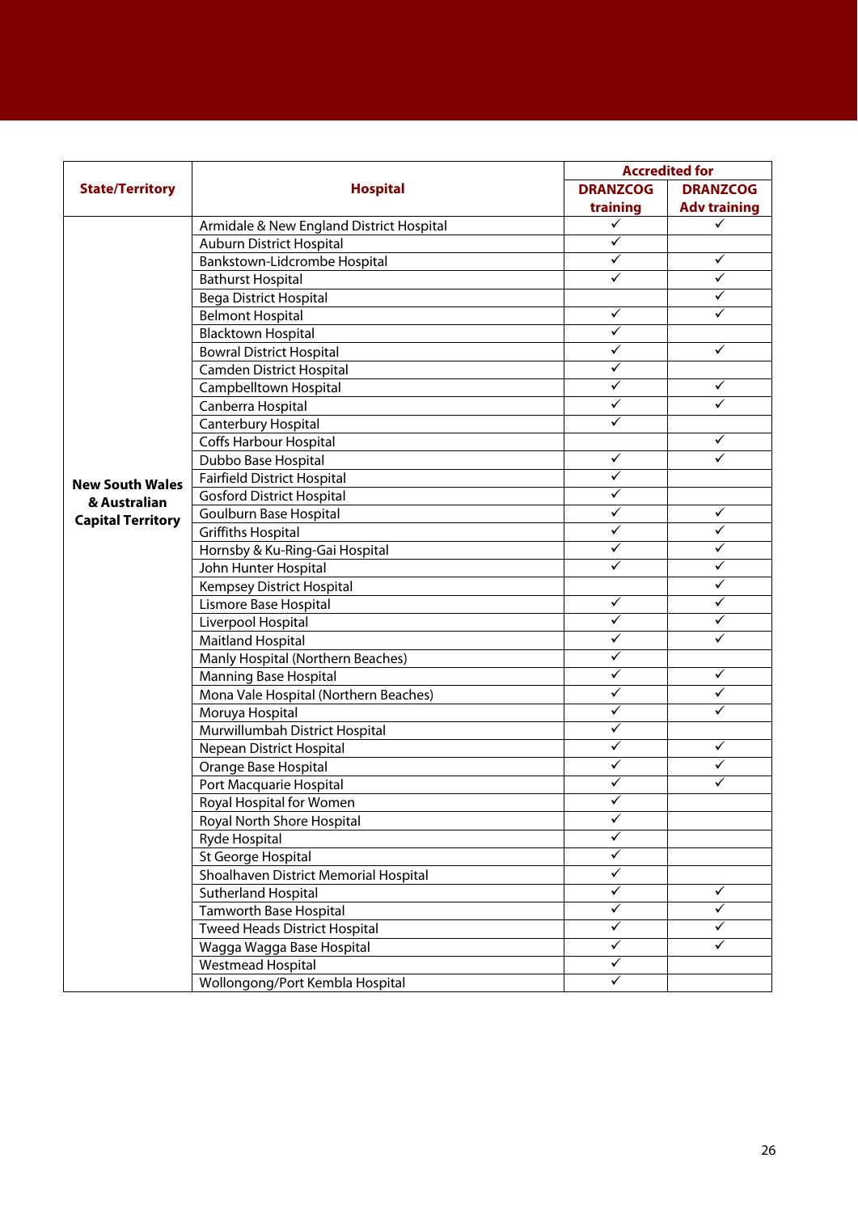| State/Territory | Hospital | Accredited for | |
|---|---|---|---|
| | | DRANZCOG training | DRANZCOG Adv training |
| New South Wales & Australian Capital Territory | Armidale & New England District Hospital | ✓ | ✓ |
| | Auburn District Hospital | ✓ | |
| | Bankstown-Lidcrombe Hospital | ✓ | ✓ |
| | Bathurst Hospital | ✓ | ✓ |
| | Bega District Hospital | | ✓ |
| | Belmont Hospital | ✓ | ✓ |
| | Blacktown Hospital | ✓ | |
| | Bowral District Hospital | ✓ | ✓ |
| | Camden District Hospital | ✓ | |
| | Campbelltown Hospital | ✓ | ✓ |
| | Canberra Hospital | ✓ | ✓ |
| | Canterbury Hospital | ✓ | |
| | Coffs Harbour Hospital | | ✓ |
| | Dubbo Base Hospital | ✓ | ✓ |
| | Fairfield District Hospital | ✓ | |
| | Gosford District Hospital | ✓ | |
| | Goulburn Base Hospital | ✓ | ✓ |
| | Griffiths Hospital | ✓ | ✓ |
| | Hornsby & Ku-Ring-Gai Hospital | ✓ | ✓ |
| | John Hunter Hospital | ✓ | ✓ |
| | Kempsey District Hospital | | ✓ |
| | Lismore Base Hospital | ✓ | ✓ |
| | Liverpool Hospital | ✓ | ✓ |
| | Maitland Hospital | ✓ | ✓ |
| | Manly Hospital (Northern Beaches) | ✓ | |
| | Manning Base Hospital | ✓ | ✓ |
| | Mona Vale Hospital (Northern Beaches) | ✓ | ✓ |
| | Moruya Hospital | ✓ | ✓ |
| | Murwillumbah District Hospital | ✓ | |
| | Nepean District Hospital | ✓ | ✓ |
| | Orange Base Hospital | ✓ | ✓ |
| | Port Macquarie Hospital | ✓ | ✓ |
| | Royal Hospital for Women | ✓ | |
| | Royal North Shore Hospital | ✓ | |
| | Ryde Hospital | ✓ | |
| | St George Hospital | ✓ | |
| | Shoalhaven District Memorial Hospital | ✓ | |
| | Sutherland Hospital | ✓ | ✓ |
| | Tamworth Base Hospital | ✓ | ✓ |
| | Tweed Heads District Hospital | ✓ | ✓ |
| | Wagga Wagga Base Hospital | ✓ | ✓ |
| | Westmead Hospital | ✓ | |
| | Wollongong/Port Kembla Hospital | ✓ | |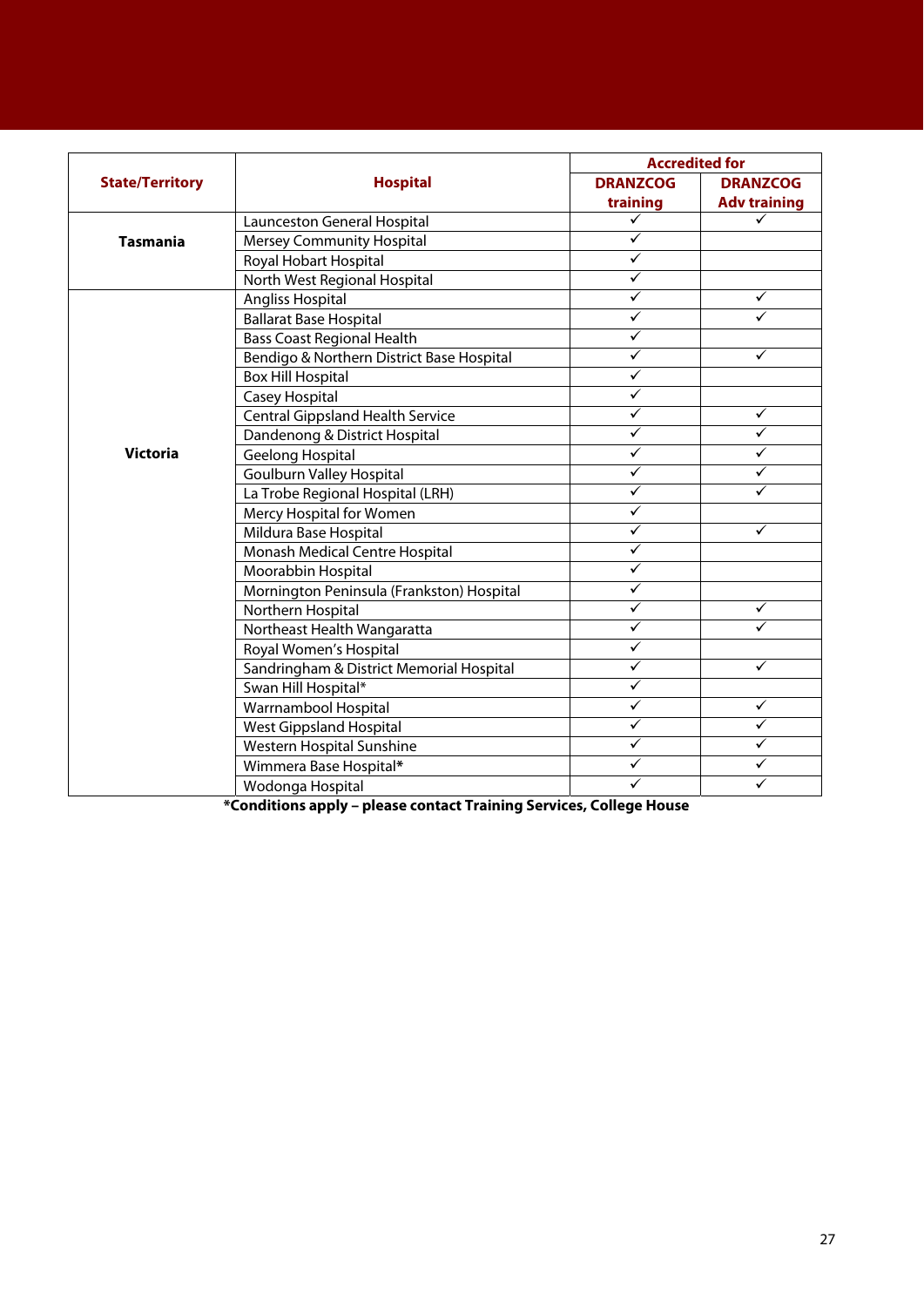| State/Territory | Hospital | Accredited for | |
|---|---|---|---|
| | | DRANZCOG training | DRANZCOG Adv training |
| Tasmania | Launceston General Hospital | ✓ | ✓ |
| | Mersey Community Hospital | ✓ | |
| | Royal Hobart Hospital | ✓ | |
| | North West Regional Hospital | ✓ | |
| Victoria | Angliss Hospital | ✓ | ✓ |
| | Ballarat Base Hospital | ✓ | ✓ |
| | Bass Coast Regional Health | ✓ | |
| | Bendigo & Northern District Base Hospital | ✓ | ✓ |
| | Box Hill Hospital | ✓ | |
| | Casey Hospital | ✓ | |
| | Central Gippsland Health Service | ✓ | ✓ |
| | Dandenong & District Hospital | ✓ | ✓ |
| | Geelong Hospital | ✓ | ✓ |
| | Goulburn Valley Hospital | ✓ | ✓ |
| | La Trobe Regional Hospital (LRH) | ✓ | ✓ |
| | Mercy Hospital for Women | ✓ | |
| | Mildura Base Hospital | ✓ | ✓ |
| | Monash Medical Centre Hospital | ✓ | |
| | Moorabbin Hospital | ✓ | |
| | Mornington Peninsula (Frankston) Hospital | ✓ | |
| | Northern Hospital | ✓ | ✓ |
| | Northeast Health Wangaratta | ✓ | ✓ |
| | Royal Women's Hospital | ✓ | |
| | Sandringham & District Memorial Hospital | ✓ | ✓ |
| | Swan Hill Hospital* | ✓ | |
| | Warrnambool Hospital | ✓ | ✓ |
| | West Gippsland Hospital | ✓ | ✓ |
| | Western Hospital Sunshine | ✓ | ✓ |
| | Wimmera Base Hospital* | ✓ | ✓ |
| | Wodonga Hospital | ✓ | ✓ |

**\*Conditions apply – please contact Training Services, College House**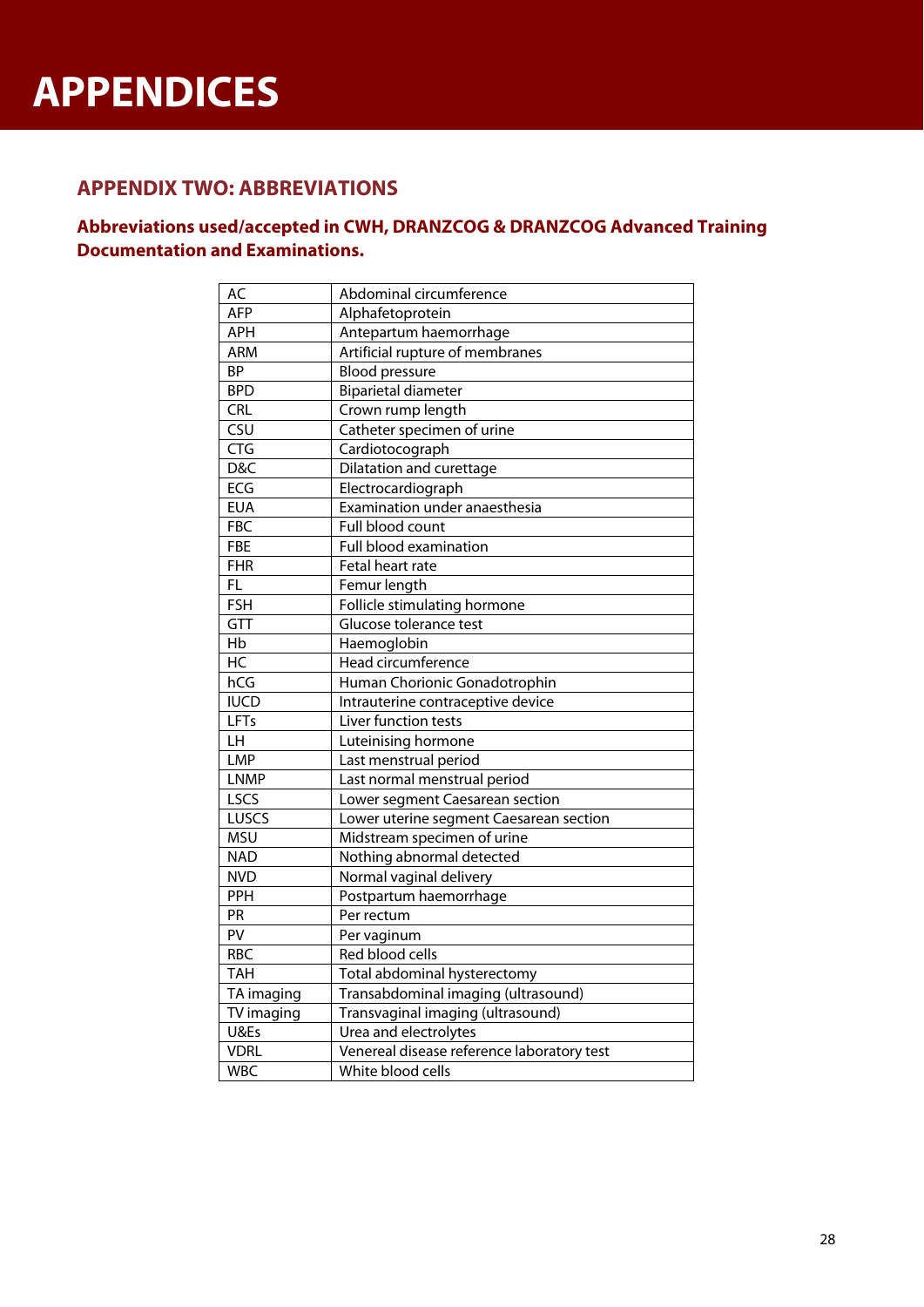# APPENDICES

## APPENDIX TWO: ABBREVIATIONS

### Abbreviations used/accepted in CWH, DRANZCOG & DRANZCOG Advanced Training Documentation and Examinations.

| | |
|---|---|
| AC | Abdominal circumference |
| AFP | Alphafetoprotein |
| APH | Antepartum haemorrhage |
| ARM | Artificial rupture of membranes |
| BP | Blood pressure |
| BPD | Biparietal diameter |
| CRL | Crown rump length |
| CSU | Catheter specimen of urine |
| CTG | Cardiotocograph |
| D&C | Dilatation and curettage |
| ECG | Electrocardiograph |
| EUA | Examination under anaesthesia |
| FBC | Full blood count |
| FBE | Full blood examination |
| FHR | Fetal heart rate |
| FL | Femur length |
| FSH | Follicle stimulating hormone |
| GTT | Glucose tolerance test |
| Hb | Haemoglobin |
| HC | Head circumference |
| hCG | Human Chorionic Gonadotrophin |
| IUCD | Intrauterine contraceptive device |
| LFTs | Liver function tests |
| LH | Luteinising hormone |
| LMP | Last menstrual period |
| LNMP | Last normal menstrual period |
| LSCS | Lower segment Caesarean section |
| LUSCS | Lower uterine segment Caesarean section |
| MSU | Midstream specimen of urine |
| NAD | Nothing abnormal detected |
| NVD | Normal vaginal delivery |
| PPH | Postpartum haemorrhage |
| PR | Per rectum |
| PV | Per vaginum |
| RBC | Red blood cells |
| TAH | Total abdominal hysterectomy |
| TA imaging | Transabdominal imaging (ultrasound) |
| TV imaging | Transvaginal imaging (ultrasound) |
| U&Es | Urea and electrolytes |
| VDRL | Venereal disease reference laboratory test |
| WBC | White blood cells |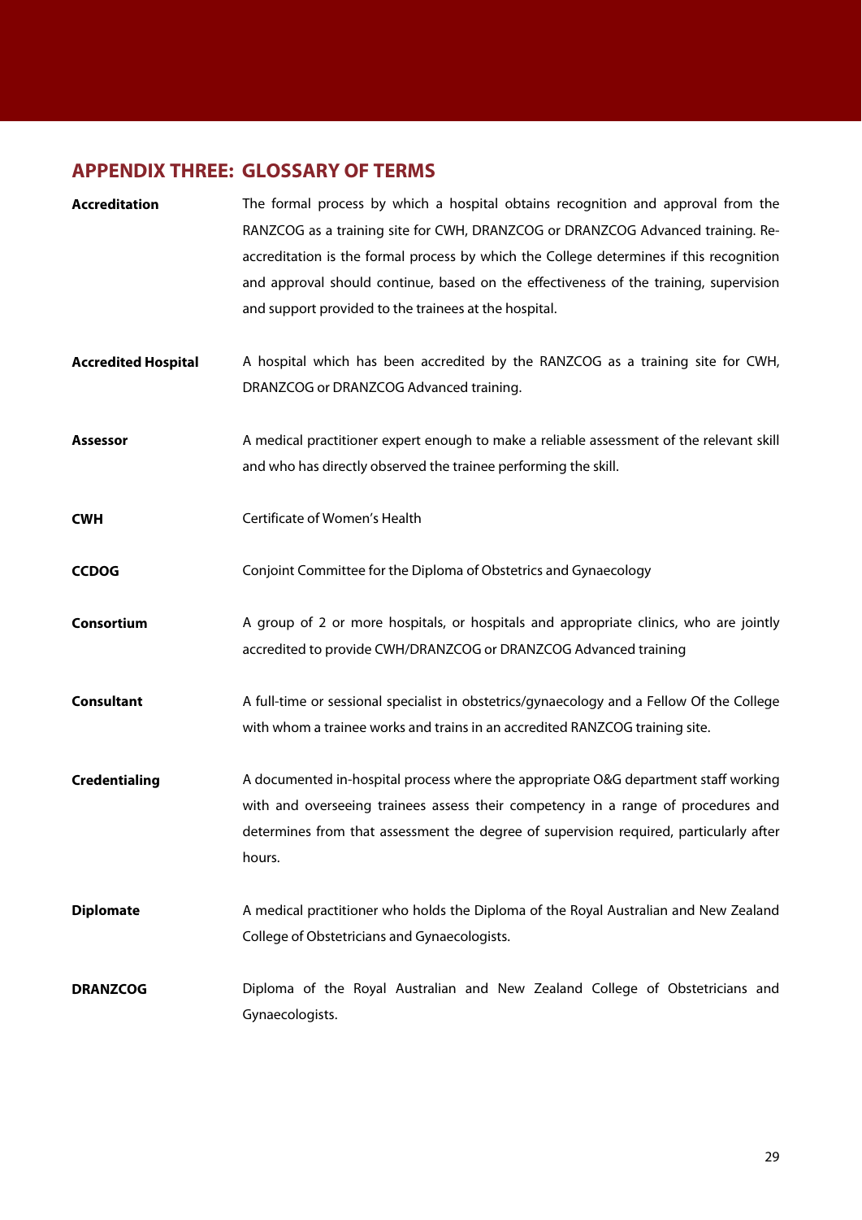## APPENDIX THREE: GLOSSARY OF TERMS

**Accreditation**
The formal process by which a hospital obtains recognition and approval from the RANZCOG as a training site for CWH, DRANZCOG or DRANZCOG Advanced training. Re-accreditation is the formal process by which the College determines if this recognition and approval should continue, based on the effectiveness of the training, supervision and support provided to the trainees at the hospital.

**Accredited Hospital**
A hospital which has been accredited by the RANZCOG as a training site for CWH, DRANZCOG or DRANZCOG Advanced training.

**Assessor**
A medical practitioner expert enough to make a reliable assessment of the relevant skill and who has directly observed the trainee performing the skill.

**CWH**
Certificate of Women's Health

**CCDOG**
Conjoint Committee for the Diploma of Obstetrics and Gynaecology

**Consortium**
A group of 2 or more hospitals, or hospitals and appropriate clinics, who are jointly accredited to provide CWH/DRANZCOG or DRANZCOG Advanced training

**Consultant**
A full-time or sessional specialist in obstetrics/gynaecology and a Fellow Of the College with whom a trainee works and trains in an accredited RANZCOG training site.

**Credentialing**
A documented in-hospital process where the appropriate O&G department staff working with and overseeing trainees assess their competency in a range of procedures and determines from that assessment the degree of supervision required, particularly after hours.

**Diplomate**
A medical practitioner who holds the Diploma of the Royal Australian and New Zealand College of Obstetricians and Gynaecologists.

**DRANZCOG**
Diploma of the Royal Australian and New Zealand College of Obstetricians and Gynaecologists.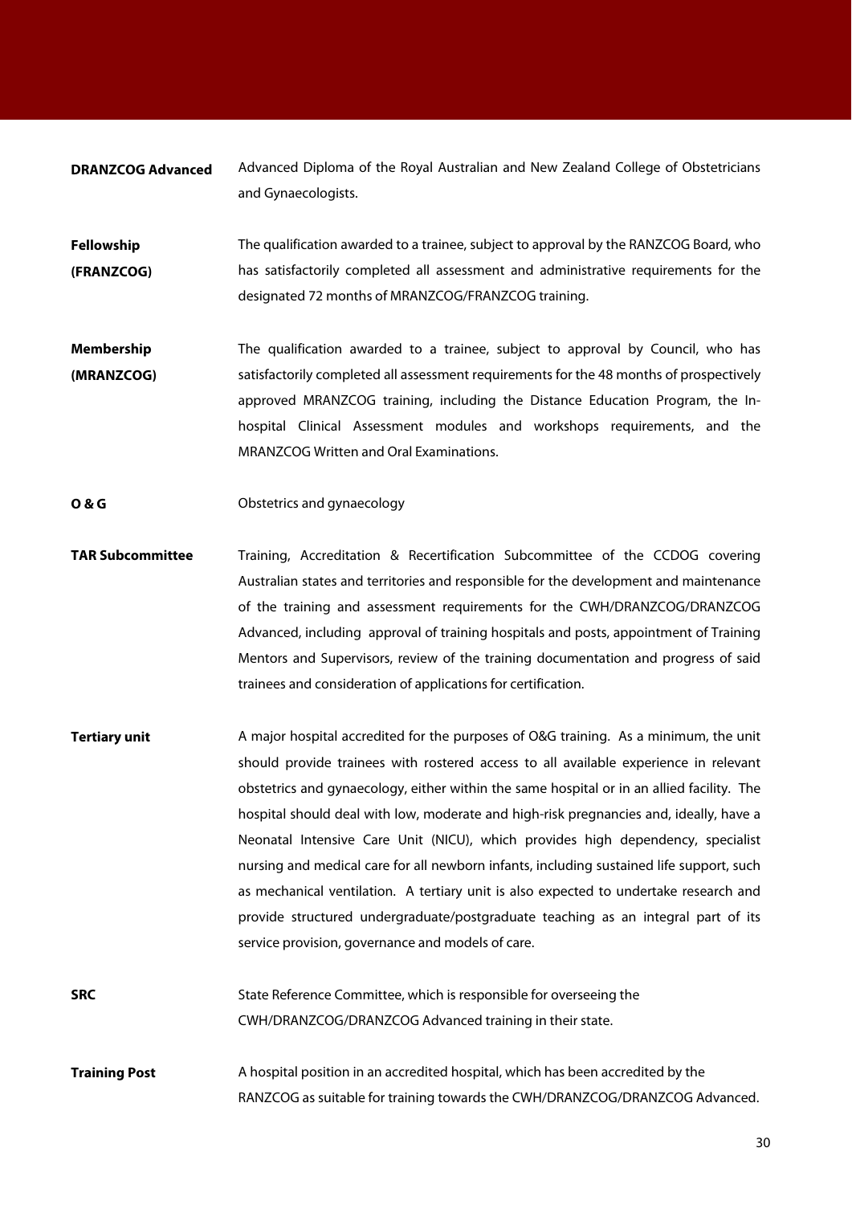**DRANZCOG Advanced** — Advanced Diploma of the Royal Australian and New Zealand College of Obstetricians and Gynaecologists.

**Fellowship (FRANZCOG)** — The qualification awarded to a trainee, subject to approval by the RANZCOG Board, who has satisfactorily completed all assessment and administrative requirements for the designated 72 months of MRANZCOG/FRANZCOG training.

**Membership (MRANZCOG)** — The qualification awarded to a trainee, subject to approval by Council, who has satisfactorily completed all assessment requirements for the 48 months of prospectively approved MRANZCOG training, including the Distance Education Program, the In-hospital Clinical Assessment modules and workshops requirements, and the MRANZCOG Written and Oral Examinations.

**O & G** — Obstetrics and gynaecology

**TAR Subcommittee** — Training, Accreditation & Recertification Subcommittee of the CCDOG covering Australian states and territories and responsible for the development and maintenance of the training and assessment requirements for the CWH/DRANZCOG/DRANZCOG Advanced, including approval of training hospitals and posts, appointment of Training Mentors and Supervisors, review of the training documentation and progress of said trainees and consideration of applications for certification.

**Tertiary unit** — A major hospital accredited for the purposes of O&G training. As a minimum, the unit should provide trainees with rostered access to all available experience in relevant obstetrics and gynaecology, either within the same hospital or in an allied facility. The hospital should deal with low, moderate and high-risk pregnancies and, ideally, have a Neonatal Intensive Care Unit (NICU), which provides high dependency, specialist nursing and medical care for all newborn infants, including sustained life support, such as mechanical ventilation. A tertiary unit is also expected to undertake research and provide structured undergraduate/postgraduate teaching as an integral part of its service provision, governance and models of care.

**SRC** — State Reference Committee, which is responsible for overseeing the CWH/DRANZCOG/DRANZCOG Advanced training in their state.

**Training Post** — A hospital position in an accredited hospital, which has been accredited by the RANZCOG as suitable for training towards the CWH/DRANZCOG/DRANZCOG Advanced.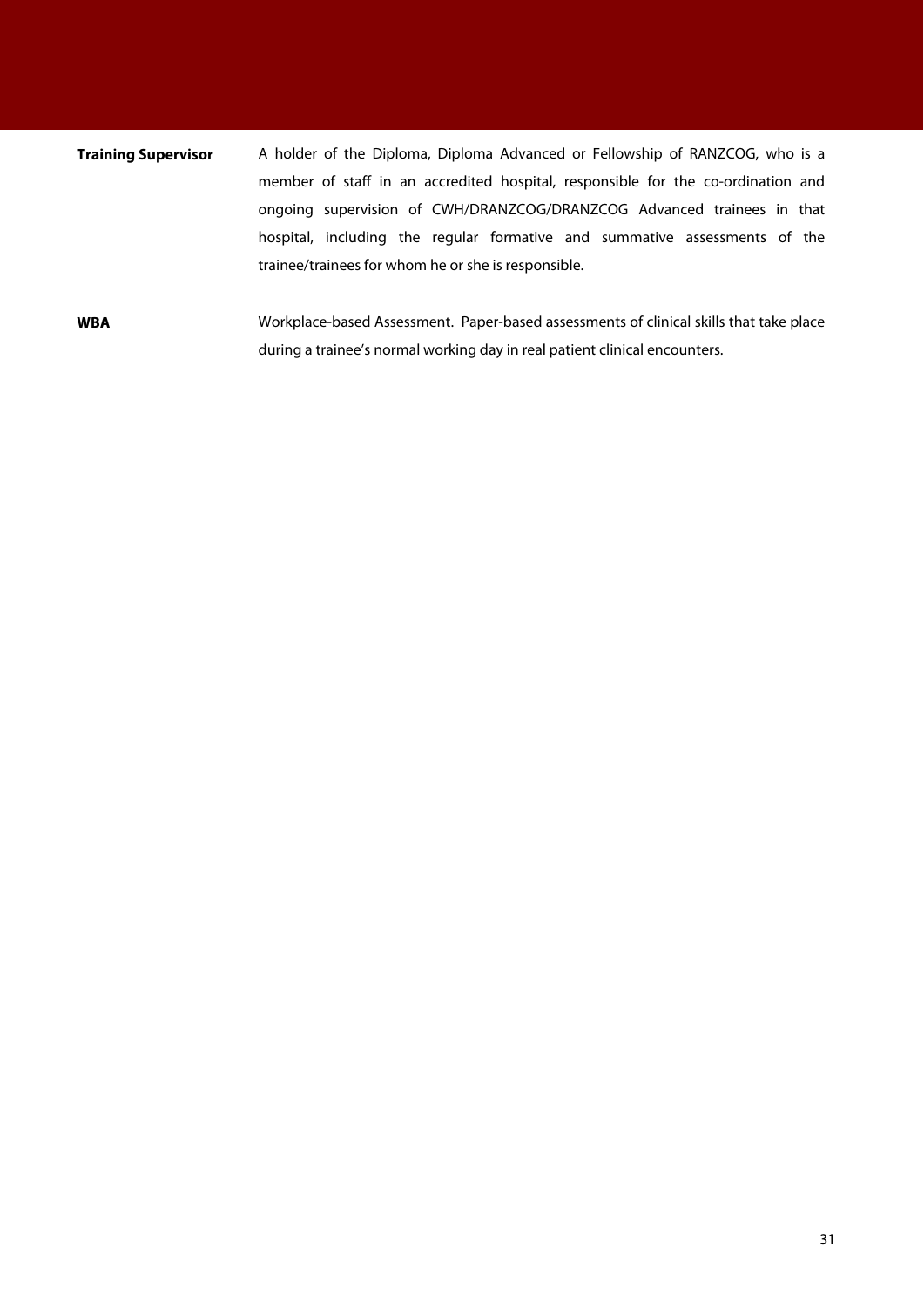**Training Supervisor**

A holder of the Diploma, Diploma Advanced or Fellowship of RANZCOG, who is a member of staff in an accredited hospital, responsible for the co-ordination and ongoing supervision of CWH/DRANZCOG/DRANZCOG Advanced trainees in that hospital, including the regular formative and summative assessments of the trainee/trainees for whom he or she is responsible.

**WBA**

Workplace-based Assessment. Paper-based assessments of clinical skills that take place during a trainee's normal working day in real patient clinical encounters.